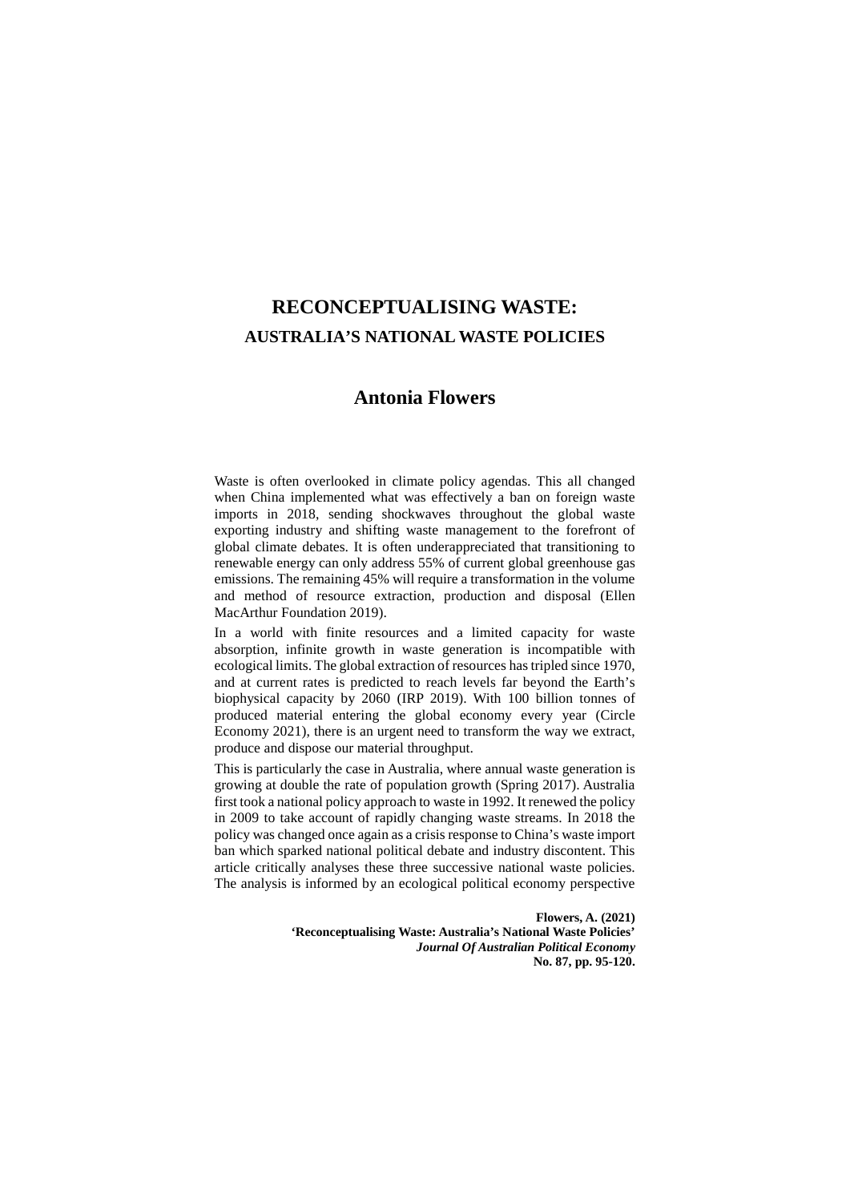# RECONCEPTUALISING WASTE:

## AUSTRALIA'S NATIONAL WASTE POLICIES

### Antonia Flowers

Waste is often overlooked in climate policy agendas. This all changed when China implemented what was effectively a ban on foreign waste imports in 2018, sending shockwaves throughout the global waste exporting industry and shifting waste management to the forefront of global climate debates. It is often underappreciated that transitioning to renewable energy can only address 55% of current global greenhouse gas emissions. The remaining 45% will require a transformation in the volume and method of resource extraction, production and disposal (Ellen MacArthur Foundation 2019).

In a world with finite resources and a limited capacity for waste absorption, infinite growth in waste generation is incompatible with ecological limits. The global extraction of resources has tripled since 1970, and at current rates is predicted to reach levels far beyond the Earth's biophysical capacity by 2060 (IRP 2019). With 100 billion tonnes of produced material entering the global economy every year (Circle Economy 2021), there is an urgent need to transform the way we extract, produce and dispose our material throughput.

This is particularly the case in Australia, where annual waste generation is growing at double the rate of population growth (Spring 2017). Australia first took a national policy approach to waste in 1992. It renewed the policy in 2009 to take account of rapidly changing waste streams. In 2018 the policy was changed once again as a crisis response to China's waste import ban which sparked national political debate and industry discontent. This article critically analyses these three successive national waste policies. The analysis is informed by an ecological political economy perspective

**Flowers, A. (2021)**
**'Reconceptualising Waste: Australia's National Waste Policies'**
***Journal Of Australian Political Economy***
**No. 87, pp. 95-120.**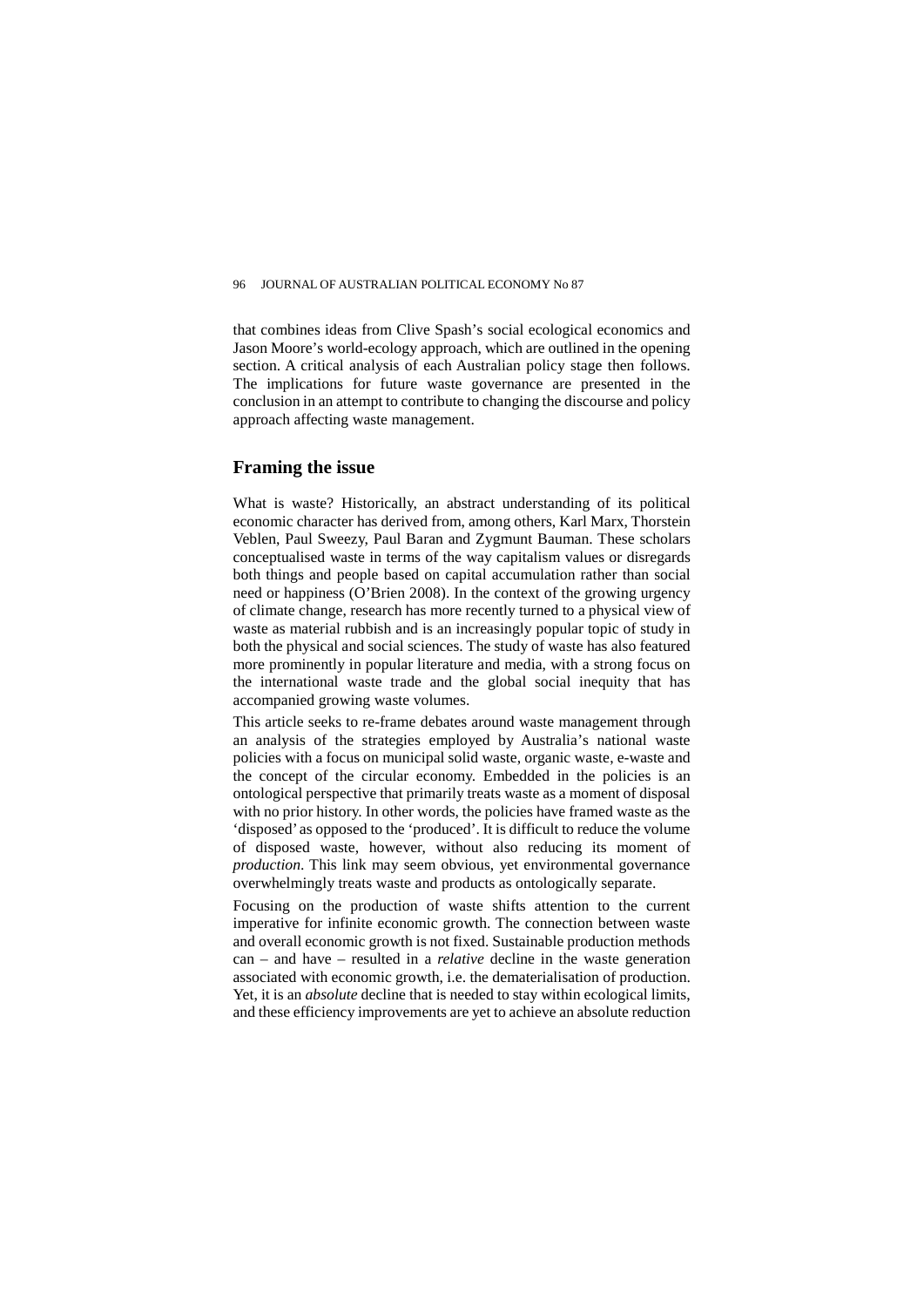that combines ideas from Clive Spash's social ecological economics and Jason Moore's world-ecology approach, which are outlined in the opening section. A critical analysis of each Australian policy stage then follows. The implications for future waste governance are presented in the conclusion in an attempt to contribute to changing the discourse and policy approach affecting waste management.

## Framing the issue

What is waste? Historically, an abstract understanding of its political economic character has derived from, among others, Karl Marx, Thorstein Veblen, Paul Sweezy, Paul Baran and Zygmunt Bauman. These scholars conceptualised waste in terms of the way capitalism values or disregards both things and people based on capital accumulation rather than social need or happiness (O'Brien 2008). In the context of the growing urgency of climate change, research has more recently turned to a physical view of waste as material rubbish and is an increasingly popular topic of study in both the physical and social sciences. The study of waste has also featured more prominently in popular literature and media, with a strong focus on the international waste trade and the global social inequity that has accompanied growing waste volumes.

This article seeks to re-frame debates around waste management through an analysis of the strategies employed by Australia's national waste policies with a focus on municipal solid waste, organic waste, e-waste and the concept of the circular economy. Embedded in the policies is an ontological perspective that primarily treats waste as a moment of disposal with no prior history. In other words, the policies have framed waste as the 'disposed' as opposed to the 'produced'. It is difficult to reduce the volume of disposed waste, however, without also reducing its moment of *production*. This link may seem obvious, yet environmental governance overwhelmingly treats waste and products as ontologically separate.

Focusing on the production of waste shifts attention to the current imperative for infinite economic growth. The connection between waste and overall economic growth is not fixed. Sustainable production methods can – and have – resulted in a *relative* decline in the waste generation associated with economic growth, i.e. the dematerialisation of production. Yet, it is an *absolute* decline that is needed to stay within ecological limits, and these efficiency improvements are yet to achieve an absolute reduction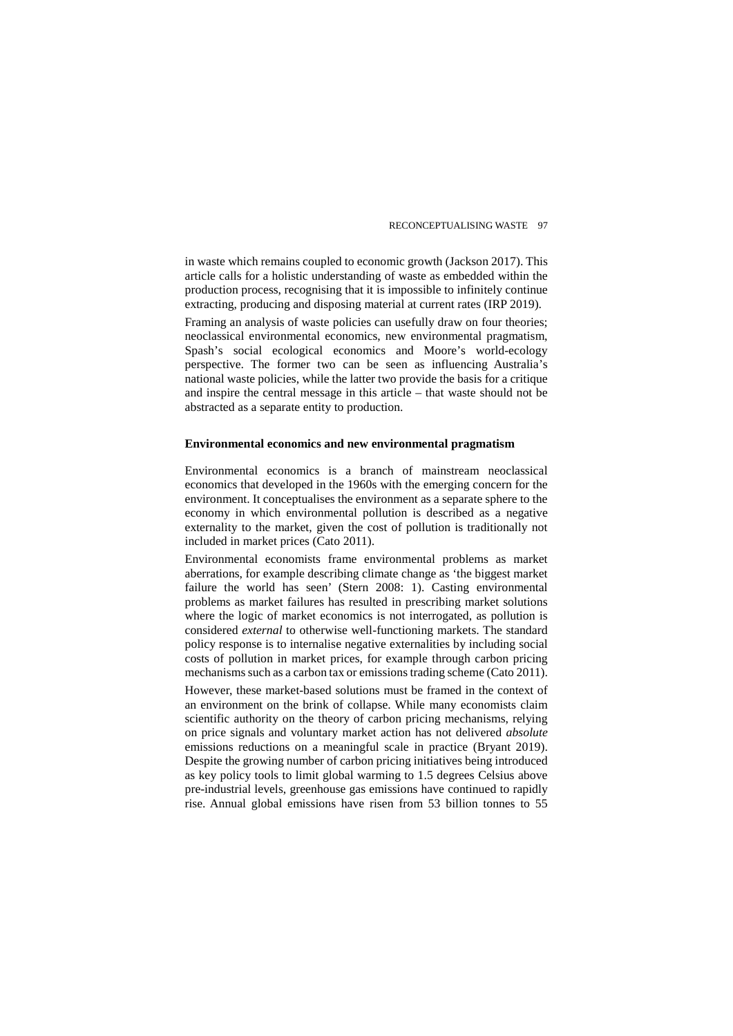in waste which remains coupled to economic growth (Jackson 2017). This article calls for a holistic understanding of waste as embedded within the production process, recognising that it is impossible to infinitely continue extracting, producing and disposing material at current rates (IRP 2019).

Framing an analysis of waste policies can usefully draw on four theories; neoclassical environmental economics, new environmental pragmatism, Spash's social ecological economics and Moore's world-ecology perspective. The former two can be seen as influencing Australia's national waste policies, while the latter two provide the basis for a critique and inspire the central message in this article – that waste should not be abstracted as a separate entity to production.

## Environmental economics and new environmental pragmatism

Environmental economics is a branch of mainstream neoclassical economics that developed in the 1960s with the emerging concern for the environment. It conceptualises the environment as a separate sphere to the economy in which environmental pollution is described as a negative externality to the market, given the cost of pollution is traditionally not included in market prices (Cato 2011).

Environmental economists frame environmental problems as market aberrations, for example describing climate change as 'the biggest market failure the world has seen' (Stern 2008: 1). Casting environmental problems as market failures has resulted in prescribing market solutions where the logic of market economics is not interrogated, as pollution is considered *external* to otherwise well-functioning markets. The standard policy response is to internalise negative externalities by including social costs of pollution in market prices, for example through carbon pricing mechanisms such as a carbon tax or emissions trading scheme (Cato 2011).

However, these market-based solutions must be framed in the context of an environment on the brink of collapse. While many economists claim scientific authority on the theory of carbon pricing mechanisms, relying on price signals and voluntary market action has not delivered *absolute* emissions reductions on a meaningful scale in practice (Bryant 2019). Despite the growing number of carbon pricing initiatives being introduced as key policy tools to limit global warming to 1.5 degrees Celsius above pre-industrial levels, greenhouse gas emissions have continued to rapidly rise. Annual global emissions have risen from 53 billion tonnes to 55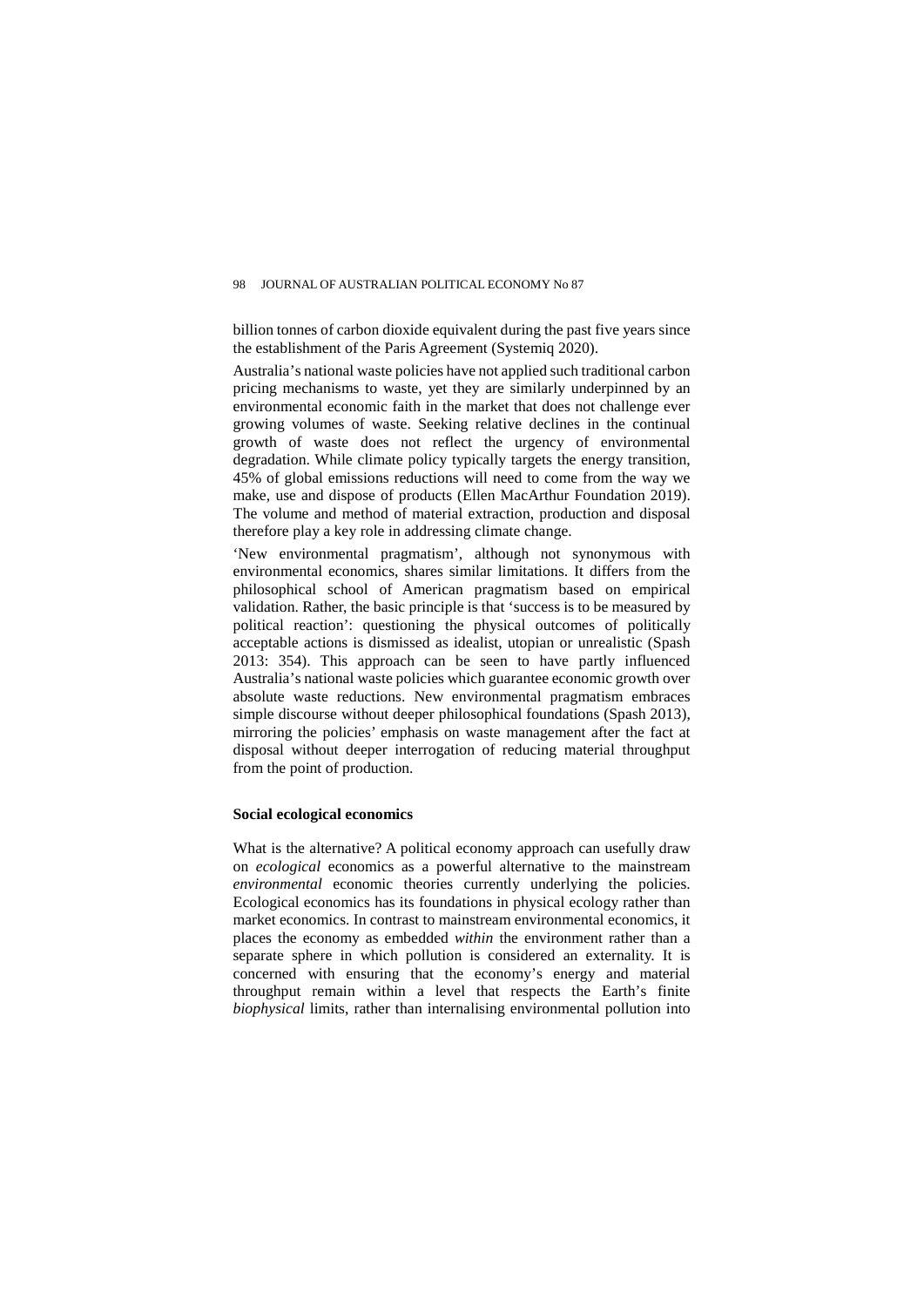billion tonnes of carbon dioxide equivalent during the past five years since the establishment of the Paris Agreement (Systemiq 2020).

Australia's national waste policies have not applied such traditional carbon pricing mechanisms to waste, yet they are similarly underpinned by an environmental economic faith in the market that does not challenge ever growing volumes of waste. Seeking relative declines in the continual growth of waste does not reflect the urgency of environmental degradation. While climate policy typically targets the energy transition, 45% of global emissions reductions will need to come from the way we make, use and dispose of products (Ellen MacArthur Foundation 2019). The volume and method of material extraction, production and disposal therefore play a key role in addressing climate change.

'New environmental pragmatism', although not synonymous with environmental economics, shares similar limitations. It differs from the philosophical school of American pragmatism based on empirical validation. Rather, the basic principle is that 'success is to be measured by political reaction': questioning the physical outcomes of politically acceptable actions is dismissed as idealist, utopian or unrealistic (Spash 2013: 354). This approach can be seen to have partly influenced Australia's national waste policies which guarantee economic growth over absolute waste reductions. New environmental pragmatism embraces simple discourse without deeper philosophical foundations (Spash 2013), mirroring the policies' emphasis on waste management after the fact at disposal without deeper interrogation of reducing material throughput from the point of production.

**Social ecological economics**

What is the alternative? A political economy approach can usefully draw on *ecological* economics as a powerful alternative to the mainstream *environmental* economic theories currently underlying the policies. Ecological economics has its foundations in physical ecology rather than market economics. In contrast to mainstream environmental economics, it places the economy as embedded *within* the environment rather than a separate sphere in which pollution is considered an externality. It is concerned with ensuring that the economy's energy and material throughput remain within a level that respects the Earth's finite *biophysical* limits, rather than internalising environmental pollution into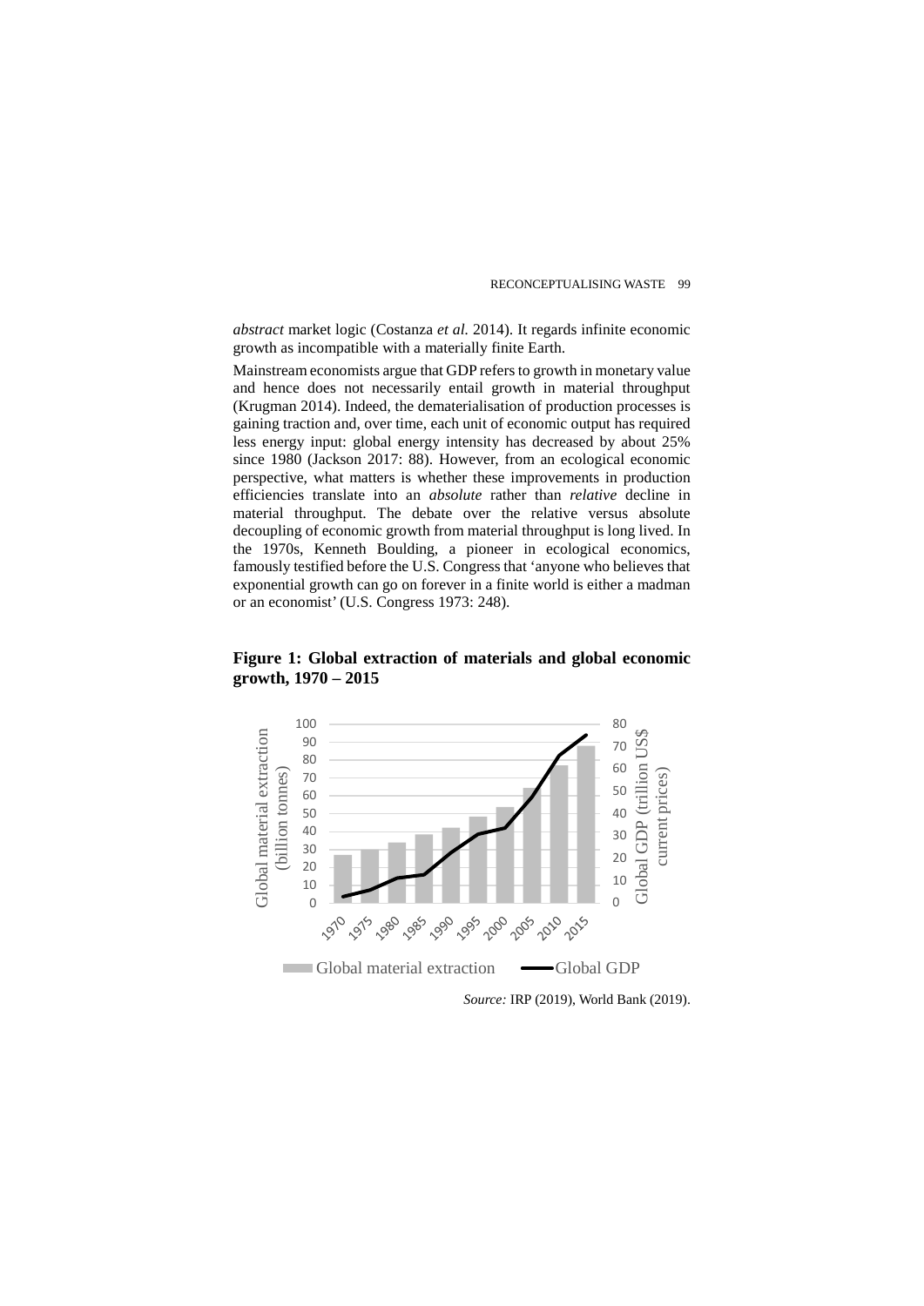*abstract* market logic (Costanza *et al.* 2014). It regards infinite economic growth as incompatible with a materially finite Earth.

Mainstream economists argue that GDP refers to growth in monetary value and hence does not necessarily entail growth in material throughput (Krugman 2014). Indeed, the dematerialisation of production processes is gaining traction and, over time, each unit of economic output has required less energy input: global energy intensity has decreased by about 25% since 1980 (Jackson 2017: 88). However, from an ecological economic perspective, what matters is whether these improvements in production efficiencies translate into an *absolute* rather than *relative* decline in material throughput. The debate over the relative versus absolute decoupling of economic growth from material throughput is long lived. In the 1970s, Kenneth Boulding, a pioneer in ecological economics, famously testified before the U.S. Congress that 'anyone who believes that exponential growth can go on forever in a finite world is either a madman or an economist' (U.S. Congress 1973: 248).

**Figure 1: Global extraction of materials and global economic growth, 1970 – 2015**

*Source:* IRP (2019), World Bank (2019).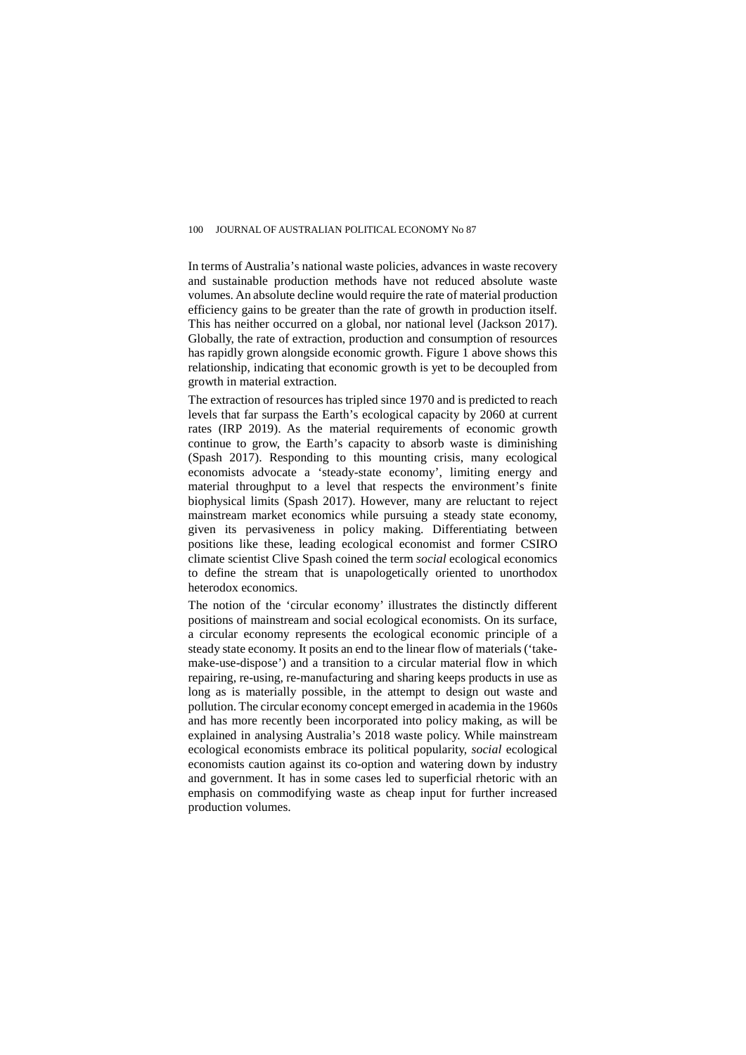In terms of Australia's national waste policies, advances in waste recovery and sustainable production methods have not reduced absolute waste volumes. An absolute decline would require the rate of material production efficiency gains to be greater than the rate of growth in production itself. This has neither occurred on a global, nor national level (Jackson 2017). Globally, the rate of extraction, production and consumption of resources has rapidly grown alongside economic growth. Figure 1 above shows this relationship, indicating that economic growth is yet to be decoupled from growth in material extraction.

The extraction of resources has tripled since 1970 and is predicted to reach levels that far surpass the Earth's ecological capacity by 2060 at current rates (IRP 2019). As the material requirements of economic growth continue to grow, the Earth's capacity to absorb waste is diminishing (Spash 2017). Responding to this mounting crisis, many ecological economists advocate a 'steady-state economy', limiting energy and material throughput to a level that respects the environment's finite biophysical limits (Spash 2017). However, many are reluctant to reject mainstream market economics while pursuing a steady state economy, given its pervasiveness in policy making. Differentiating between positions like these, leading ecological economist and former CSIRO climate scientist Clive Spash coined the term *social* ecological economics to define the stream that is unapologetically oriented to unorthodox heterodox economics.

The notion of the 'circular economy' illustrates the distinctly different positions of mainstream and social ecological economists. On its surface, a circular economy represents the ecological economic principle of a steady state economy. It posits an end to the linear flow of materials ('take-make-use-dispose') and a transition to a circular material flow in which repairing, re-using, re-manufacturing and sharing keeps products in use as long as is materially possible, in the attempt to design out waste and pollution. The circular economy concept emerged in academia in the 1960s and has more recently been incorporated into policy making, as will be explained in analysing Australia's 2018 waste policy. While mainstream ecological economists embrace its political popularity, *social* ecological economists caution against its co-option and watering down by industry and government. It has in some cases led to superficial rhetoric with an emphasis on commodifying waste as cheap input for further increased production volumes.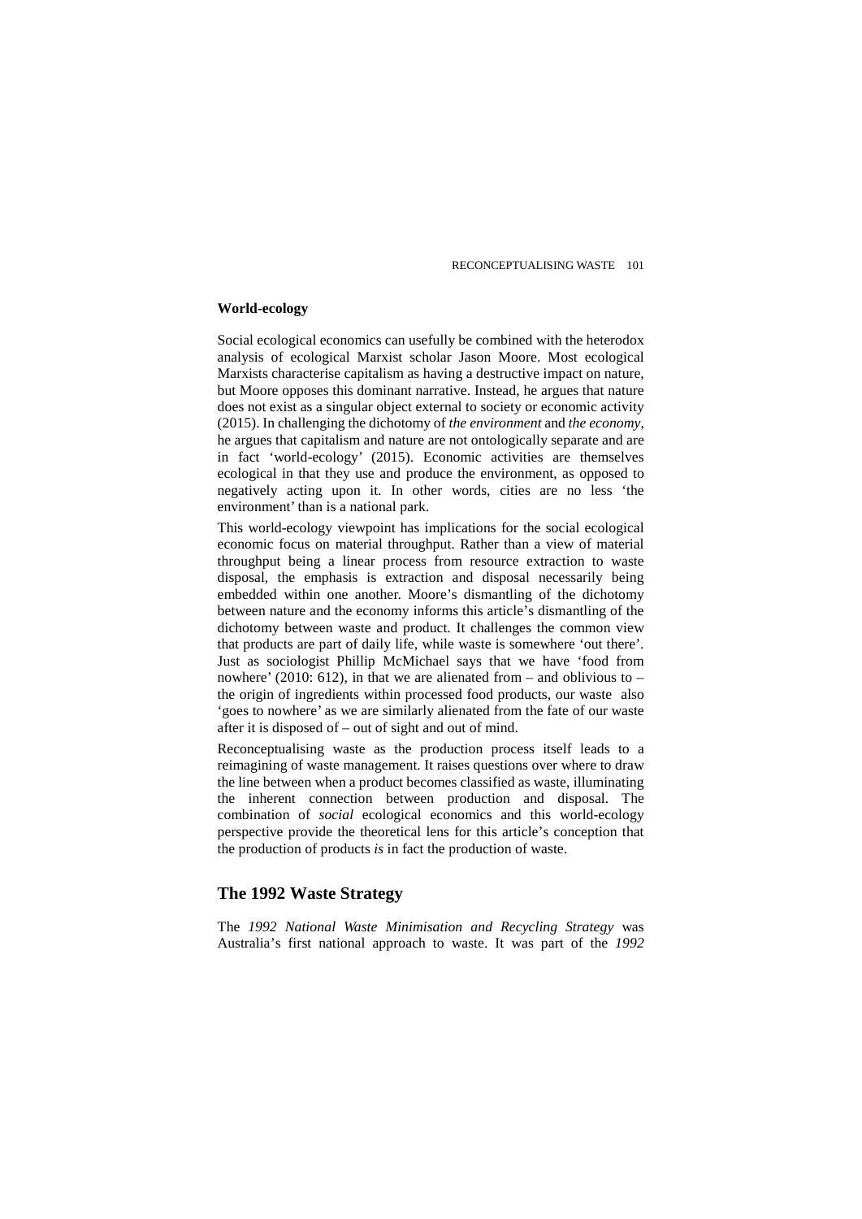### World-ecology

Social ecological economics can usefully be combined with the heterodox analysis of ecological Marxist scholar Jason Moore. Most ecological Marxists characterise capitalism as having a destructive impact on nature, but Moore opposes this dominant narrative. Instead, he argues that nature does not exist as a singular object external to society or economic activity (2015). In challenging the dichotomy of *the environment* and *the economy*, he argues that capitalism and nature are not ontologically separate and are in fact 'world-ecology' (2015). Economic activities are themselves ecological in that they use and produce the environment, as opposed to negatively acting upon it. In other words, cities are no less 'the environment' than is a national park.

This world-ecology viewpoint has implications for the social ecological economic focus on material throughput. Rather than a view of material throughput being a linear process from resource extraction to waste disposal, the emphasis is extraction and disposal necessarily being embedded within one another. Moore's dismantling of the dichotomy between nature and the economy informs this article's dismantling of the dichotomy between waste and product. It challenges the common view that products are part of daily life, while waste is somewhere 'out there'. Just as sociologist Phillip McMichael says that we have 'food from nowhere' (2010: 612), in that we are alienated from – and oblivious to – the origin of ingredients within processed food products, our waste also 'goes to nowhere' as we are similarly alienated from the fate of our waste after it is disposed of – out of sight and out of mind.

Reconceptualising waste as the production process itself leads to a reimagining of waste management. It raises questions over where to draw the line between when a product becomes classified as waste, illuminating the inherent connection between production and disposal. The combination of *social* ecological economics and this world-ecology perspective provide the theoretical lens for this article's conception that the production of products *is* in fact the production of waste.

## The 1992 Waste Strategy

The *1992 National Waste Minimisation and Recycling Strategy* was Australia's first national approach to waste. It was part of the *1992*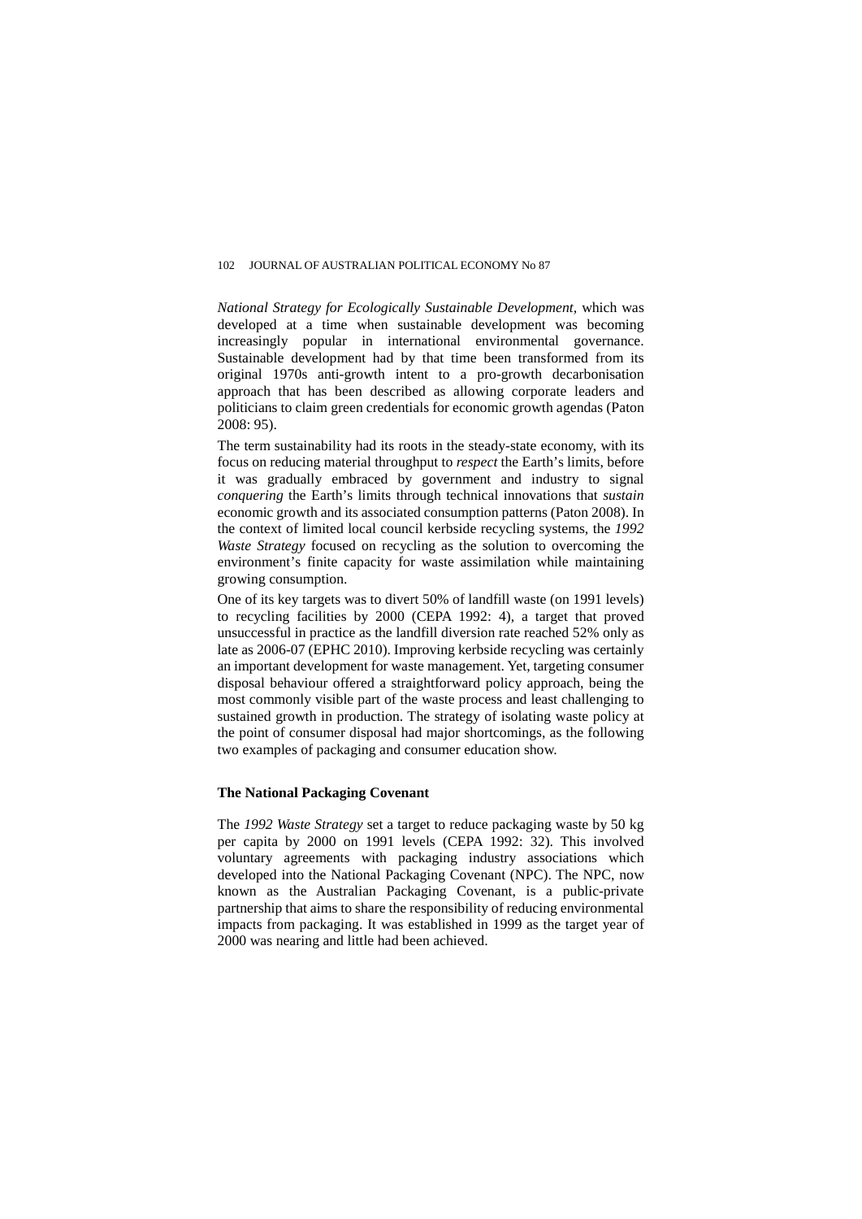*National Strategy for Ecologically Sustainable Development,* which was developed at a time when sustainable development was becoming increasingly popular in international environmental governance. Sustainable development had by that time been transformed from its original 1970s anti-growth intent to a pro-growth decarbonisation approach that has been described as allowing corporate leaders and politicians to claim green credentials for economic growth agendas (Paton 2008: 95).

The term sustainability had its roots in the steady-state economy, with its focus on reducing material throughput to *respect* the Earth's limits, before it was gradually embraced by government and industry to signal *conquering* the Earth's limits through technical innovations that *sustain* economic growth and its associated consumption patterns (Paton 2008). In the context of limited local council kerbside recycling systems, the *1992 Waste Strategy* focused on recycling as the solution to overcoming the environment's finite capacity for waste assimilation while maintaining growing consumption.

One of its key targets was to divert 50% of landfill waste (on 1991 levels) to recycling facilities by 2000 (CEPA 1992: 4), a target that proved unsuccessful in practice as the landfill diversion rate reached 52% only as late as 2006-07 (EPHC 2010). Improving kerbside recycling was certainly an important development for waste management. Yet, targeting consumer disposal behaviour offered a straightforward policy approach, being the most commonly visible part of the waste process and least challenging to sustained growth in production. The strategy of isolating waste policy at the point of consumer disposal had major shortcomings, as the following two examples of packaging and consumer education show.

**The National Packaging Covenant**

The *1992 Waste Strategy* set a target to reduce packaging waste by 50 kg per capita by 2000 on 1991 levels (CEPA 1992: 32). This involved voluntary agreements with packaging industry associations which developed into the National Packaging Covenant (NPC). The NPC, now known as the Australian Packaging Covenant, is a public-private partnership that aims to share the responsibility of reducing environmental impacts from packaging. It was established in 1999 as the target year of 2000 was nearing and little had been achieved.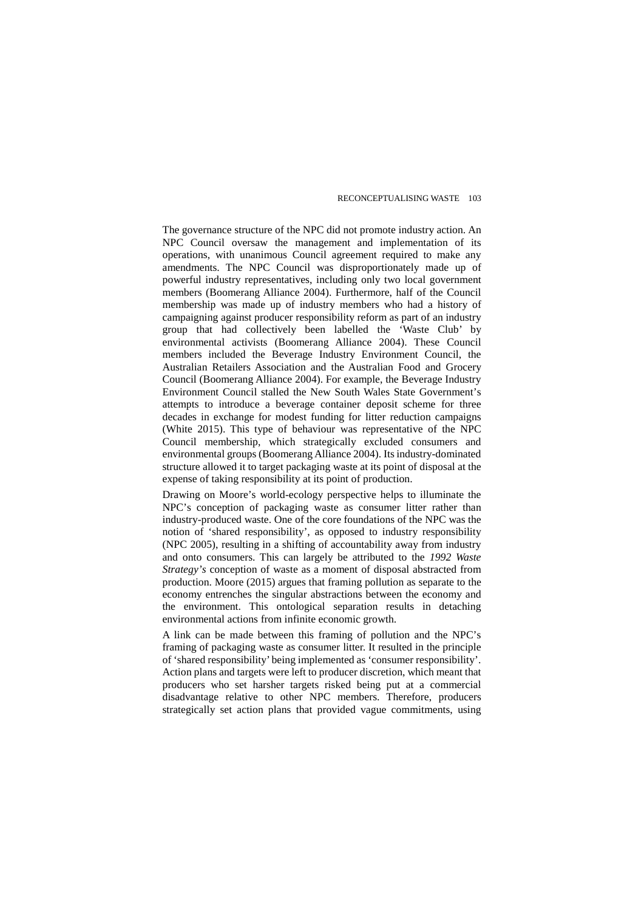The governance structure of the NPC did not promote industry action. An NPC Council oversaw the management and implementation of its operations, with unanimous Council agreement required to make any amendments. The NPC Council was disproportionately made up of powerful industry representatives, including only two local government members (Boomerang Alliance 2004). Furthermore, half of the Council membership was made up of industry members who had a history of campaigning against producer responsibility reform as part of an industry group that had collectively been labelled the 'Waste Club' by environmental activists (Boomerang Alliance 2004). These Council members included the Beverage Industry Environment Council, the Australian Retailers Association and the Australian Food and Grocery Council (Boomerang Alliance 2004). For example, the Beverage Industry Environment Council stalled the New South Wales State Government's attempts to introduce a beverage container deposit scheme for three decades in exchange for modest funding for litter reduction campaigns (White 2015). This type of behaviour was representative of the NPC Council membership, which strategically excluded consumers and environmental groups (Boomerang Alliance 2004). Its industry-dominated structure allowed it to target packaging waste at its point of disposal at the expense of taking responsibility at its point of production.

Drawing on Moore's world-ecology perspective helps to illuminate the NPC's conception of packaging waste as consumer litter rather than industry-produced waste. One of the core foundations of the NPC was the notion of 'shared responsibility', as opposed to industry responsibility (NPC 2005), resulting in a shifting of accountability away from industry and onto consumers. This can largely be attributed to the *1992 Waste Strategy's* conception of waste as a moment of disposal abstracted from production. Moore (2015) argues that framing pollution as separate to the economy entrenches the singular abstractions between the economy and the environment. This ontological separation results in detaching environmental actions from infinite economic growth.

A link can be made between this framing of pollution and the NPC's framing of packaging waste as consumer litter. It resulted in the principle of 'shared responsibility' being implemented as 'consumer responsibility'. Action plans and targets were left to producer discretion, which meant that producers who set harsher targets risked being put at a commercial disadvantage relative to other NPC members. Therefore, producers strategically set action plans that provided vague commitments, using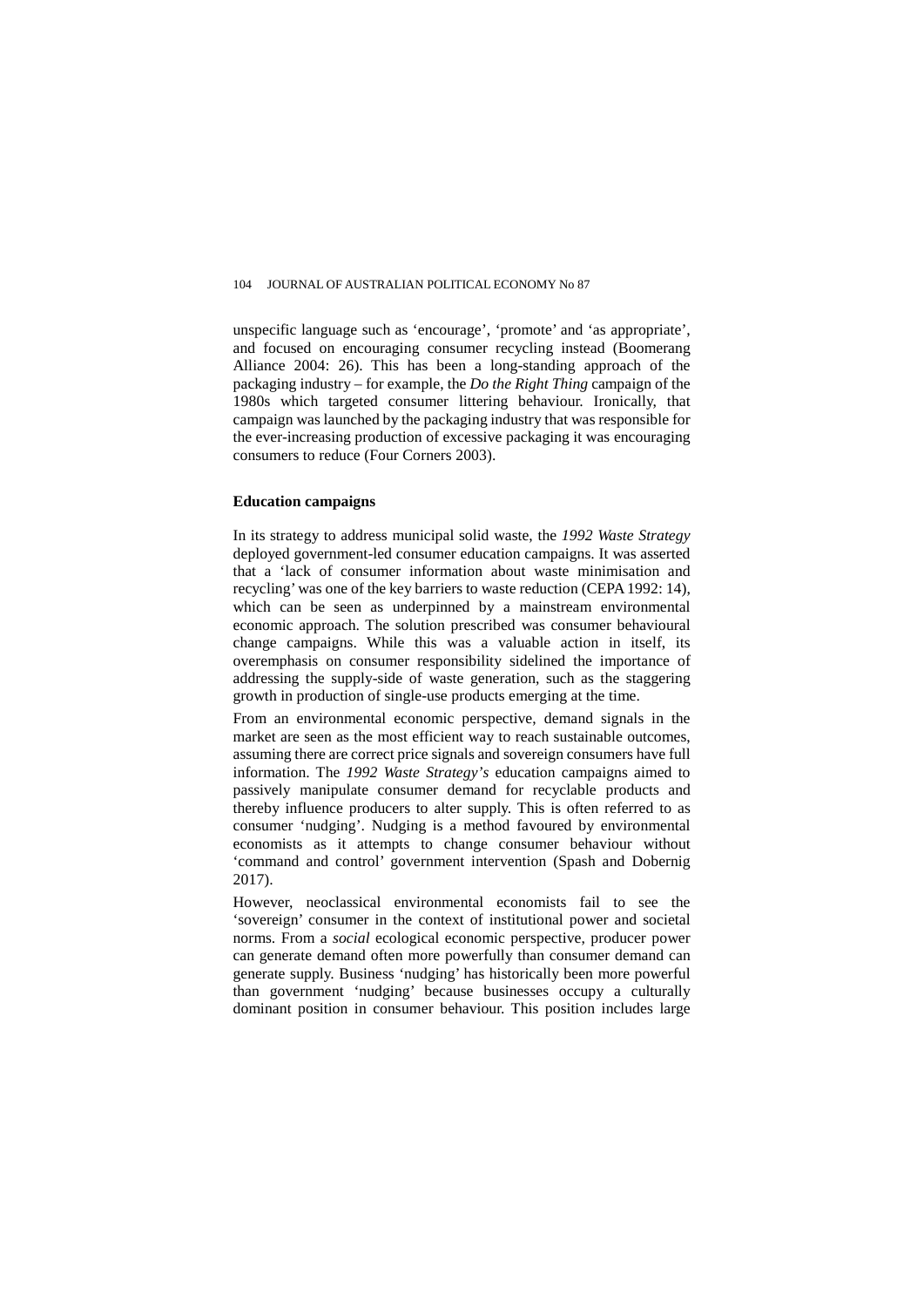unspecific language such as 'encourage', 'promote' and 'as appropriate', and focused on encouraging consumer recycling instead (Boomerang Alliance 2004: 26). This has been a long-standing approach of the packaging industry – for example, the *Do the Right Thing* campaign of the 1980s which targeted consumer littering behaviour. Ironically, that campaign was launched by the packaging industry that was responsible for the ever-increasing production of excessive packaging it was encouraging consumers to reduce (Four Corners 2003).

**Education campaigns**

In its strategy to address municipal solid waste, the *1992 Waste Strategy* deployed government-led consumer education campaigns. It was asserted that a 'lack of consumer information about waste minimisation and recycling' was one of the key barriers to waste reduction (CEPA 1992: 14), which can be seen as underpinned by a mainstream environmental economic approach. The solution prescribed was consumer behavioural change campaigns. While this was a valuable action in itself, its overemphasis on consumer responsibility sidelined the importance of addressing the supply-side of waste generation, such as the staggering growth in production of single-use products emerging at the time.

From an environmental economic perspective, demand signals in the market are seen as the most efficient way to reach sustainable outcomes, assuming there are correct price signals and sovereign consumers have full information. The *1992 Waste Strategy's* education campaigns aimed to passively manipulate consumer demand for recyclable products and thereby influence producers to alter supply. This is often referred to as consumer 'nudging'. Nudging is a method favoured by environmental economists as it attempts to change consumer behaviour without 'command and control' government intervention (Spash and Dobernig 2017).

However, neoclassical environmental economists fail to see the 'sovereign' consumer in the context of institutional power and societal norms. From a *social* ecological economic perspective, producer power can generate demand often more powerfully than consumer demand can generate supply. Business 'nudging' has historically been more powerful than government 'nudging' because businesses occupy a culturally dominant position in consumer behaviour. This position includes large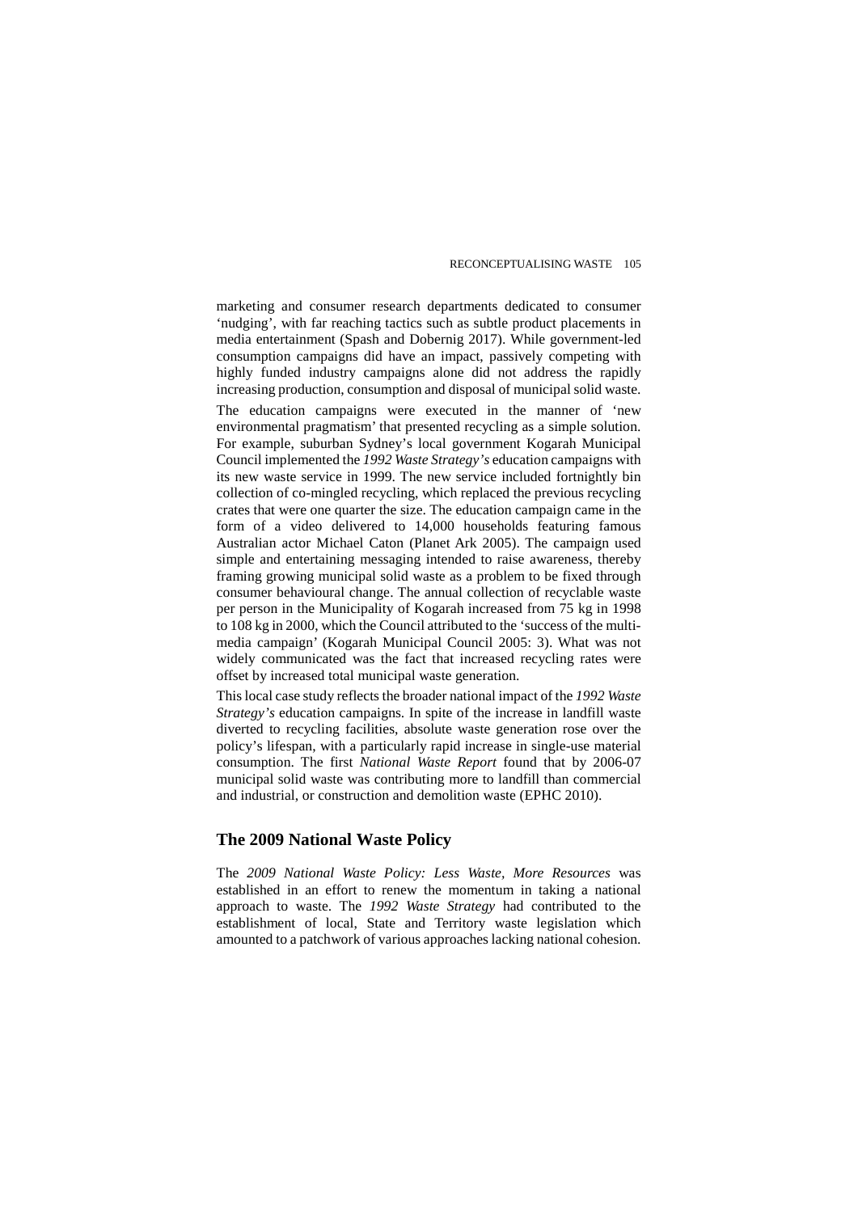marketing and consumer research departments dedicated to consumer 'nudging', with far reaching tactics such as subtle product placements in media entertainment (Spash and Dobernig 2017). While government-led consumption campaigns did have an impact, passively competing with highly funded industry campaigns alone did not address the rapidly increasing production, consumption and disposal of municipal solid waste.

The education campaigns were executed in the manner of 'new environmental pragmatism' that presented recycling as a simple solution. For example, suburban Sydney's local government Kogarah Municipal Council implemented the *1992 Waste Strategy's* education campaigns with its new waste service in 1999. The new service included fortnightly bin collection of co-mingled recycling, which replaced the previous recycling crates that were one quarter the size. The education campaign came in the form of a video delivered to 14,000 households featuring famous Australian actor Michael Caton (Planet Ark 2005). The campaign used simple and entertaining messaging intended to raise awareness, thereby framing growing municipal solid waste as a problem to be fixed through consumer behavioural change. The annual collection of recyclable waste per person in the Municipality of Kogarah increased from 75 kg in 1998 to 108 kg in 2000, which the Council attributed to the 'success of the multi-media campaign' (Kogarah Municipal Council 2005: 3). What was not widely communicated was the fact that increased recycling rates were offset by increased total municipal waste generation.

This local case study reflects the broader national impact of the *1992 Waste Strategy's* education campaigns. In spite of the increase in landfill waste diverted to recycling facilities, absolute waste generation rose over the policy's lifespan, with a particularly rapid increase in single-use material consumption. The first *National Waste Report* found that by 2006-07 municipal solid waste was contributing more to landfill than commercial and industrial, or construction and demolition waste (EPHC 2010).

## The 2009 National Waste Policy

The *2009 National Waste Policy: Less Waste, More Resources* was established in an effort to renew the momentum in taking a national approach to waste. The *1992 Waste Strategy* had contributed to the establishment of local, State and Territory waste legislation which amounted to a patchwork of various approaches lacking national cohesion.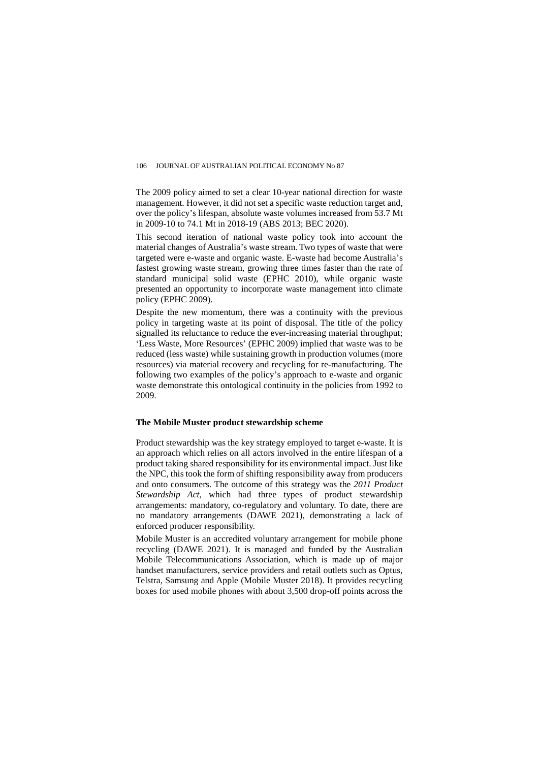The 2009 policy aimed to set a clear 10-year national direction for waste management. However, it did not set a specific waste reduction target and, over the policy's lifespan, absolute waste volumes increased from 53.7 Mt in 2009-10 to 74.1 Mt in 2018-19 (ABS 2013; BEC 2020).

This second iteration of national waste policy took into account the material changes of Australia's waste stream. Two types of waste that were targeted were e-waste and organic waste. E-waste had become Australia's fastest growing waste stream, growing three times faster than the rate of standard municipal solid waste (EPHC 2010), while organic waste presented an opportunity to incorporate waste management into climate policy (EPHC 2009).

Despite the new momentum, there was a continuity with the previous policy in targeting waste at its point of disposal. The title of the policy signalled its reluctance to reduce the ever-increasing material throughput; 'Less Waste, More Resources' (EPHC 2009) implied that waste was to be reduced (less waste) while sustaining growth in production volumes (more resources) via material recovery and recycling for re-manufacturing. The following two examples of the policy's approach to e-waste and organic waste demonstrate this ontological continuity in the policies from 1992 to 2009.

**The Mobile Muster product stewardship scheme**

Product stewardship was the key strategy employed to target e-waste. It is an approach which relies on all actors involved in the entire lifespan of a product taking shared responsibility for its environmental impact. Just like the NPC, this took the form of shifting responsibility away from producers and onto consumers. The outcome of this strategy was the *2011 Product Stewardship Act*, which had three types of product stewardship arrangements: mandatory, co-regulatory and voluntary. To date, there are no mandatory arrangements (DAWE 2021), demonstrating a lack of enforced producer responsibility.

Mobile Muster is an accredited voluntary arrangement for mobile phone recycling (DAWE 2021). It is managed and funded by the Australian Mobile Telecommunications Association, which is made up of major handset manufacturers, service providers and retail outlets such as Optus, Telstra, Samsung and Apple (Mobile Muster 2018). It provides recycling boxes for used mobile phones with about 3,500 drop-off points across the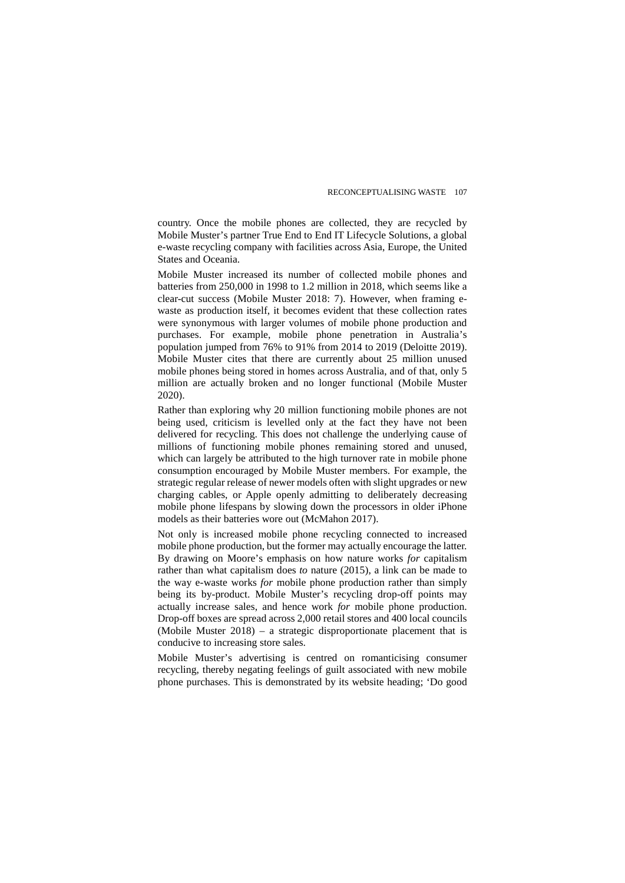country. Once the mobile phones are collected, they are recycled by Mobile Muster's partner True End to End IT Lifecycle Solutions, a global e-waste recycling company with facilities across Asia, Europe, the United States and Oceania.

Mobile Muster increased its number of collected mobile phones and batteries from 250,000 in 1998 to 1.2 million in 2018, which seems like a clear-cut success (Mobile Muster 2018: 7). However, when framing e-waste as production itself, it becomes evident that these collection rates were synonymous with larger volumes of mobile phone production and purchases. For example, mobile phone penetration in Australia's population jumped from 76% to 91% from 2014 to 2019 (Deloitte 2019). Mobile Muster cites that there are currently about 25 million unused mobile phones being stored in homes across Australia, and of that, only 5 million are actually broken and no longer functional (Mobile Muster 2020).

Rather than exploring why 20 million functioning mobile phones are not being used, criticism is levelled only at the fact they have not been delivered for recycling. This does not challenge the underlying cause of millions of functioning mobile phones remaining stored and unused, which can largely be attributed to the high turnover rate in mobile phone consumption encouraged by Mobile Muster members. For example, the strategic regular release of newer models often with slight upgrades or new charging cables, or Apple openly admitting to deliberately decreasing mobile phone lifespans by slowing down the processors in older iPhone models as their batteries wore out (McMahon 2017).

Not only is increased mobile phone recycling connected to increased mobile phone production, but the former may actually encourage the latter. By drawing on Moore's emphasis on how nature works *for* capitalism rather than what capitalism does *to* nature (2015), a link can be made to the way e-waste works *for* mobile phone production rather than simply being its by-product. Mobile Muster's recycling drop-off points may actually increase sales, and hence work *for* mobile phone production. Drop-off boxes are spread across 2,000 retail stores and 400 local councils (Mobile Muster 2018) – a strategic disproportionate placement that is conducive to increasing store sales.

Mobile Muster's advertising is centred on romanticising consumer recycling, thereby negating feelings of guilt associated with new mobile phone purchases. This is demonstrated by its website heading; 'Do good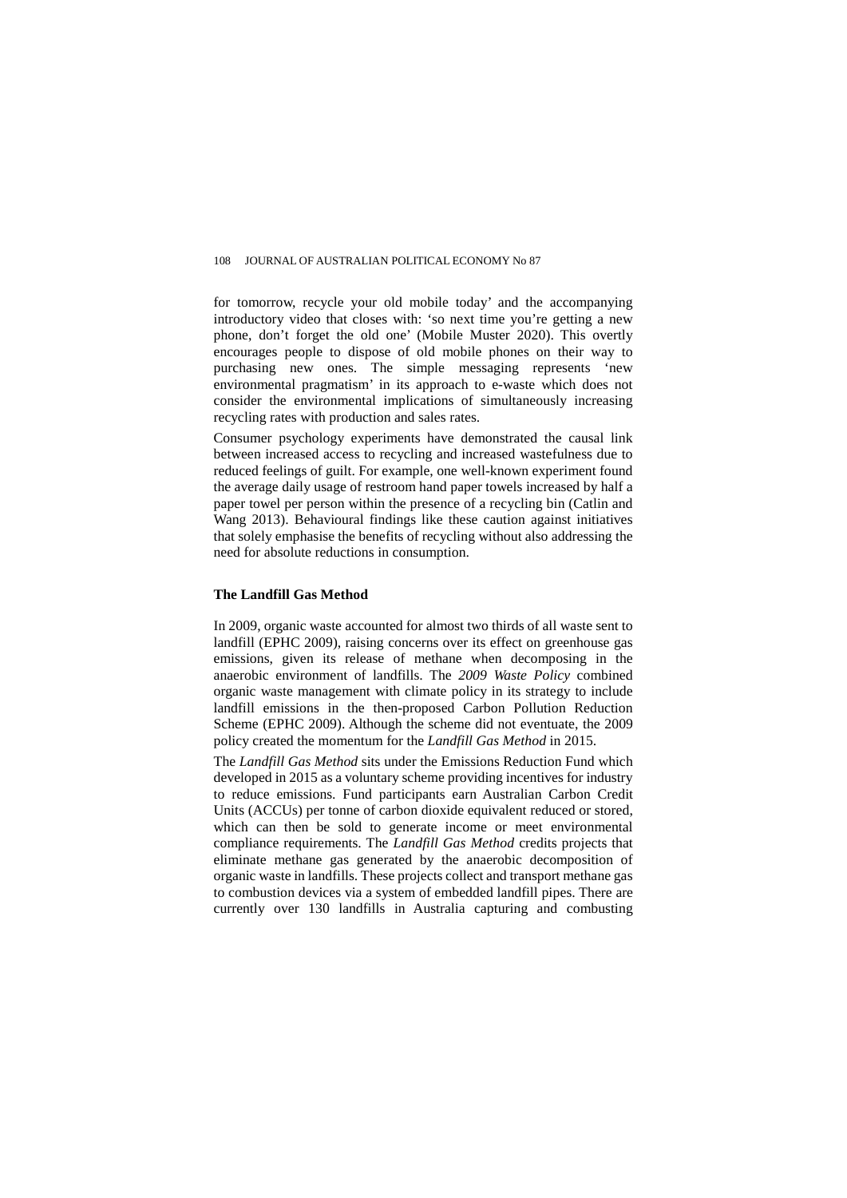for tomorrow, recycle your old mobile today' and the accompanying introductory video that closes with: 'so next time you're getting a new phone, don't forget the old one' (Mobile Muster 2020). This overtly encourages people to dispose of old mobile phones on their way to purchasing new ones. The simple messaging represents 'new environmental pragmatism' in its approach to e-waste which does not consider the environmental implications of simultaneously increasing recycling rates with production and sales rates.

Consumer psychology experiments have demonstrated the causal link between increased access to recycling and increased wastefulness due to reduced feelings of guilt. For example, one well-known experiment found the average daily usage of restroom hand paper towels increased by half a paper towel per person within the presence of a recycling bin (Catlin and Wang 2013). Behavioural findings like these caution against initiatives that solely emphasise the benefits of recycling without also addressing the need for absolute reductions in consumption.

**The Landfill Gas Method**

In 2009, organic waste accounted for almost two thirds of all waste sent to landfill (EPHC 2009), raising concerns over its effect on greenhouse gas emissions, given its release of methane when decomposing in the anaerobic environment of landfills. The *2009 Waste Policy* combined organic waste management with climate policy in its strategy to include landfill emissions in the then-proposed Carbon Pollution Reduction Scheme (EPHC 2009). Although the scheme did not eventuate, the 2009 policy created the momentum for the *Landfill Gas Method* in 2015.

The *Landfill Gas Method* sits under the Emissions Reduction Fund which developed in 2015 as a voluntary scheme providing incentives for industry to reduce emissions. Fund participants earn Australian Carbon Credit Units (ACCUs) per tonne of carbon dioxide equivalent reduced or stored, which can then be sold to generate income or meet environmental compliance requirements. The *Landfill Gas Method* credits projects that eliminate methane gas generated by the anaerobic decomposition of organic waste in landfills. These projects collect and transport methane gas to combustion devices via a system of embedded landfill pipes. There are currently over 130 landfills in Australia capturing and combusting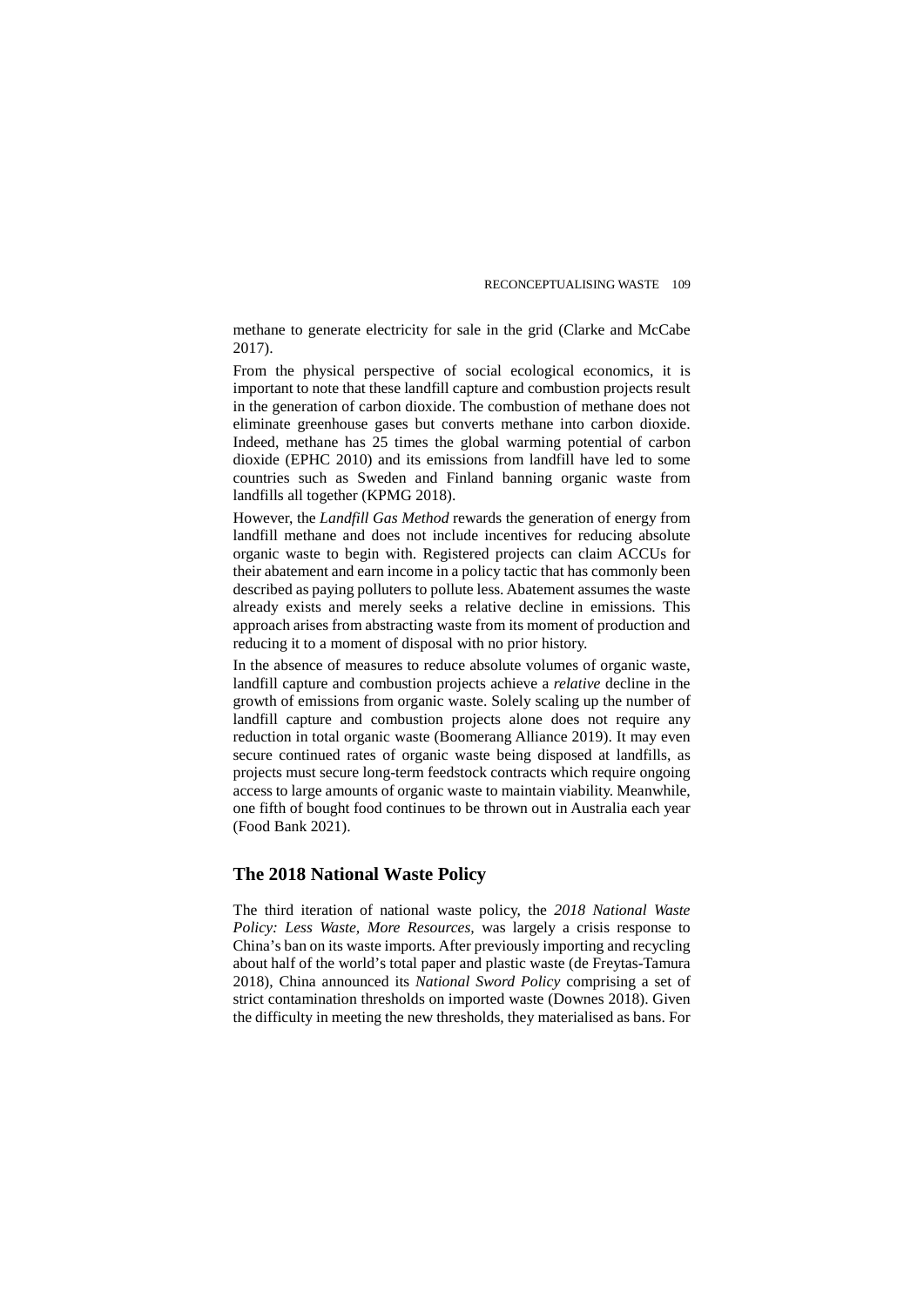methane to generate electricity for sale in the grid (Clarke and McCabe 2017).

From the physical perspective of social ecological economics, it is important to note that these landfill capture and combustion projects result in the generation of carbon dioxide. The combustion of methane does not eliminate greenhouse gases but converts methane into carbon dioxide. Indeed, methane has 25 times the global warming potential of carbon dioxide (EPHC 2010) and its emissions from landfill have led to some countries such as Sweden and Finland banning organic waste from landfills all together (KPMG 2018).

However, the *Landfill Gas Method* rewards the generation of energy from landfill methane and does not include incentives for reducing absolute organic waste to begin with. Registered projects can claim ACCUs for their abatement and earn income in a policy tactic that has commonly been described as paying polluters to pollute less. Abatement assumes the waste already exists and merely seeks a relative decline in emissions. This approach arises from abstracting waste from its moment of production and reducing it to a moment of disposal with no prior history.

In the absence of measures to reduce absolute volumes of organic waste, landfill capture and combustion projects achieve a *relative* decline in the growth of emissions from organic waste. Solely scaling up the number of landfill capture and combustion projects alone does not require any reduction in total organic waste (Boomerang Alliance 2019). It may even secure continued rates of organic waste being disposed at landfills, as projects must secure long-term feedstock contracts which require ongoing access to large amounts of organic waste to maintain viability. Meanwhile, one fifth of bought food continues to be thrown out in Australia each year (Food Bank 2021).

## The 2018 National Waste Policy

The third iteration of national waste policy, the *2018 National Waste Policy: Less Waste, More Resources,* was largely a crisis response to China's ban on its waste imports. After previously importing and recycling about half of the world's total paper and plastic waste (de Freytas-Tamura 2018), China announced its *National Sword Policy* comprising a set of strict contamination thresholds on imported waste (Downes 2018). Given the difficulty in meeting the new thresholds, they materialised as bans. For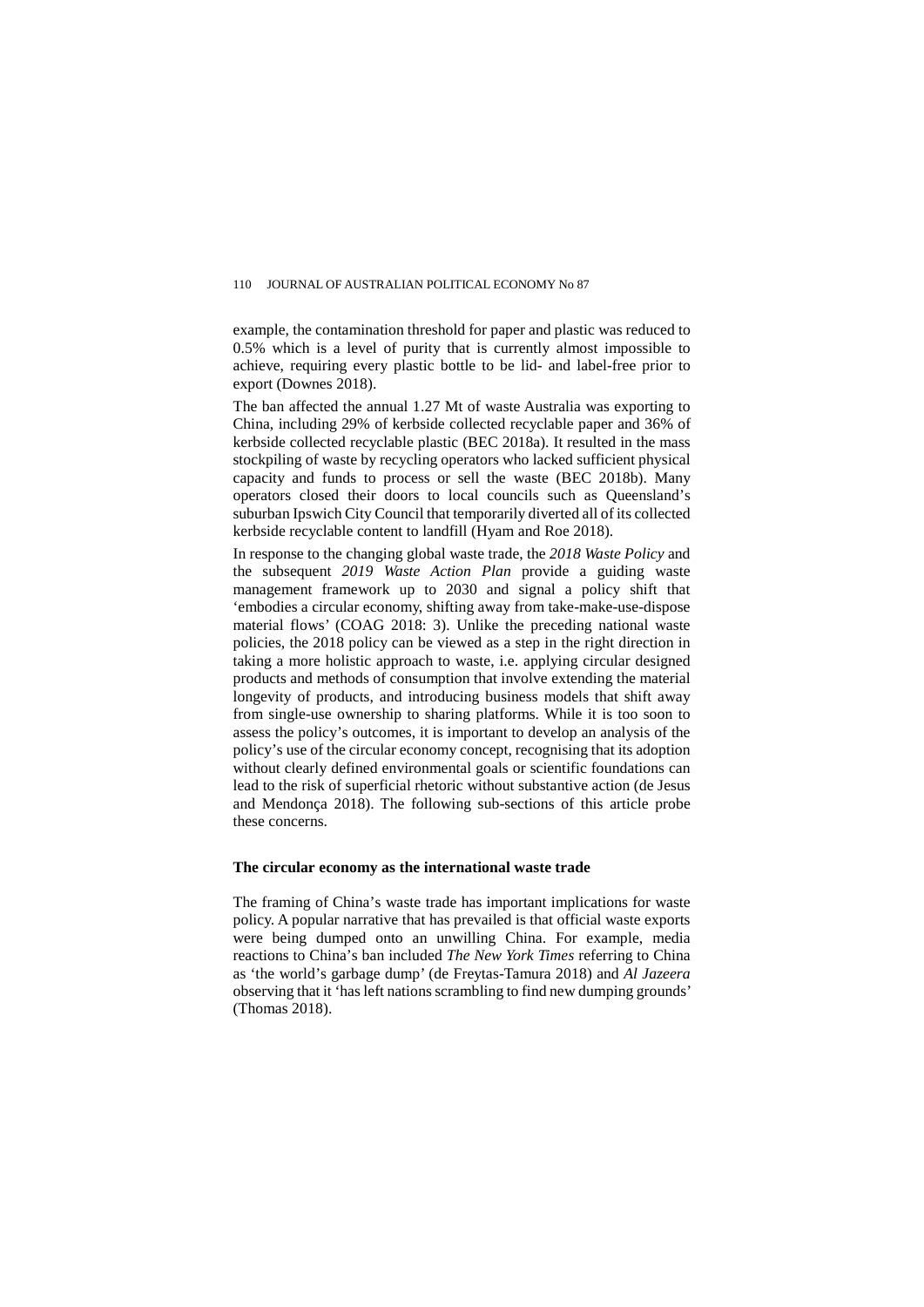example, the contamination threshold for paper and plastic was reduced to 0.5% which is a level of purity that is currently almost impossible to achieve, requiring every plastic bottle to be lid- and label-free prior to export (Downes 2018).

The ban affected the annual 1.27 Mt of waste Australia was exporting to China, including 29% of kerbside collected recyclable paper and 36% of kerbside collected recyclable plastic (BEC 2018a). It resulted in the mass stockpiling of waste by recycling operators who lacked sufficient physical capacity and funds to process or sell the waste (BEC 2018b). Many operators closed their doors to local councils such as Queensland's suburban Ipswich City Council that temporarily diverted all of its collected kerbside recyclable content to landfill (Hyam and Roe 2018).

In response to the changing global waste trade, the *2018 Waste Policy* and the subsequent *2019 Waste Action Plan* provide a guiding waste management framework up to 2030 and signal a policy shift that 'embodies a circular economy, shifting away from take-make-use-dispose material flows' (COAG 2018: 3). Unlike the preceding national waste policies, the 2018 policy can be viewed as a step in the right direction in taking a more holistic approach to waste, i.e. applying circular designed products and methods of consumption that involve extending the material longevity of products, and introducing business models that shift away from single-use ownership to sharing platforms. While it is too soon to assess the policy's outcomes, it is important to develop an analysis of the policy's use of the circular economy concept, recognising that its adoption without clearly defined environmental goals or scientific foundations can lead to the risk of superficial rhetoric without substantive action (de Jesus and Mendonça 2018). The following sub-sections of this article probe these concerns.

### The circular economy as the international waste trade

The framing of China's waste trade has important implications for waste policy. A popular narrative that has prevailed is that official waste exports were being dumped onto an unwilling China. For example, media reactions to China's ban included *The New York Times* referring to China as 'the world's garbage dump' (de Freytas-Tamura 2018) and *Al Jazeera* observing that it 'has left nations scrambling to find new dumping grounds' (Thomas 2018).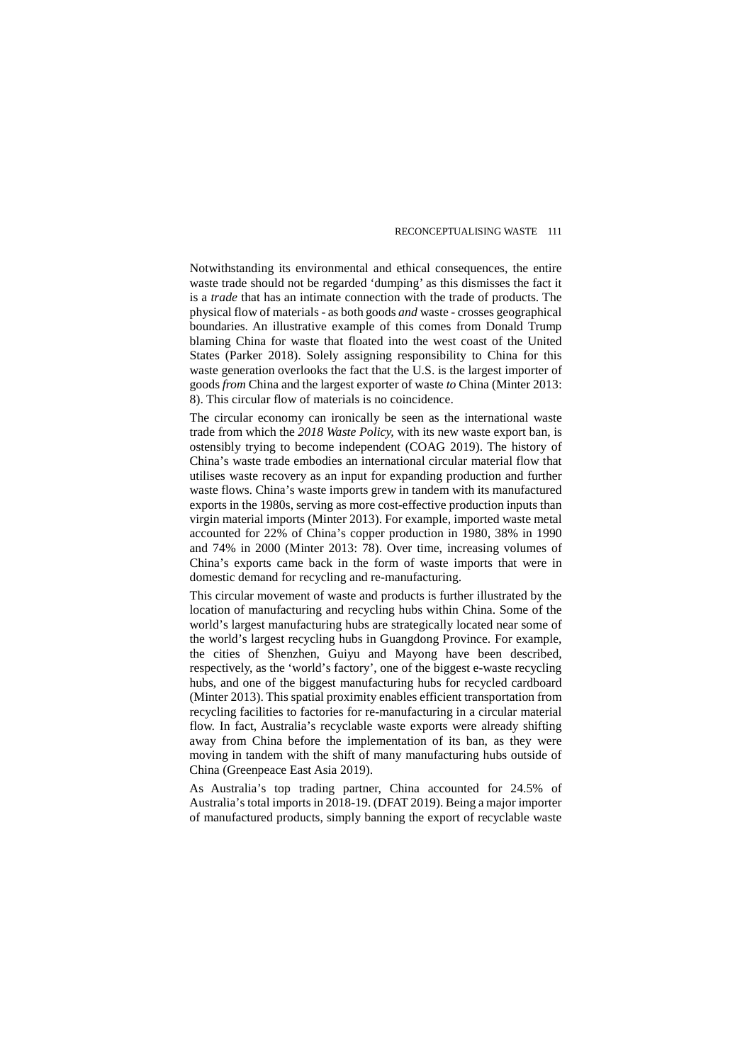Notwithstanding its environmental and ethical consequences, the entire waste trade should not be regarded 'dumping' as this dismisses the fact it is a *trade* that has an intimate connection with the trade of products. The physical flow of materials - as both goods *and* waste - crosses geographical boundaries. An illustrative example of this comes from Donald Trump blaming China for waste that floated into the west coast of the United States (Parker 2018). Solely assigning responsibility to China for this waste generation overlooks the fact that the U.S. is the largest importer of goods *from* China and the largest exporter of waste *to* China (Minter 2013: 8). This circular flow of materials is no coincidence.

The circular economy can ironically be seen as the international waste trade from which the *2018 Waste Policy,* with its new waste export ban, is ostensibly trying to become independent (COAG 2019). The history of China's waste trade embodies an international circular material flow that utilises waste recovery as an input for expanding production and further waste flows. China's waste imports grew in tandem with its manufactured exports in the 1980s, serving as more cost-effective production inputs than virgin material imports (Minter 2013). For example, imported waste metal accounted for 22% of China's copper production in 1980, 38% in 1990 and 74% in 2000 (Minter 2013: 78). Over time, increasing volumes of China's exports came back in the form of waste imports that were in domestic demand for recycling and re-manufacturing.

This circular movement of waste and products is further illustrated by the location of manufacturing and recycling hubs within China. Some of the world's largest manufacturing hubs are strategically located near some of the world's largest recycling hubs in Guangdong Province. For example, the cities of Shenzhen, Guiyu and Mayong have been described, respectively, as the 'world's factory', one of the biggest e-waste recycling hubs, and one of the biggest manufacturing hubs for recycled cardboard (Minter 2013). This spatial proximity enables efficient transportation from recycling facilities to factories for re-manufacturing in a circular material flow. In fact, Australia's recyclable waste exports were already shifting away from China before the implementation of its ban, as they were moving in tandem with the shift of many manufacturing hubs outside of China (Greenpeace East Asia 2019).

As Australia's top trading partner, China accounted for 24.5% of Australia's total imports in 2018-19. (DFAT 2019). Being a major importer of manufactured products, simply banning the export of recyclable waste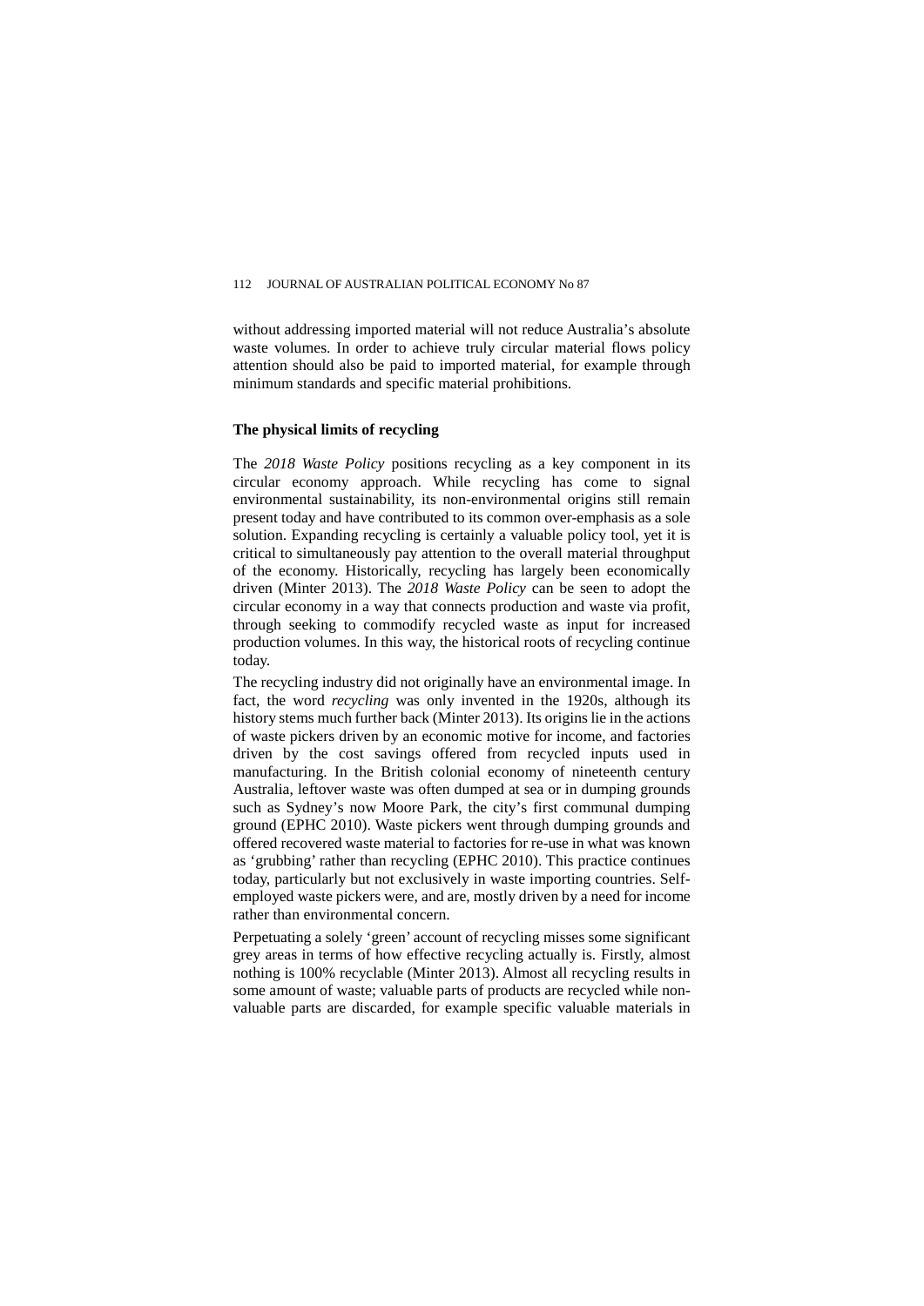without addressing imported material will not reduce Australia's absolute waste volumes. In order to achieve truly circular material flows policy attention should also be paid to imported material, for example through minimum standards and specific material prohibitions.

## The physical limits of recycling

The *2018 Waste Policy* positions recycling as a key component in its circular economy approach. While recycling has come to signal environmental sustainability, its non-environmental origins still remain present today and have contributed to its common over-emphasis as a sole solution. Expanding recycling is certainly a valuable policy tool, yet it is critical to simultaneously pay attention to the overall material throughput of the economy. Historically, recycling has largely been economically driven (Minter 2013). The *2018 Waste Policy* can be seen to adopt the circular economy in a way that connects production and waste via profit, through seeking to commodify recycled waste as input for increased production volumes. In this way, the historical roots of recycling continue today.

The recycling industry did not originally have an environmental image. In fact, the word *recycling* was only invented in the 1920s, although its history stems much further back (Minter 2013). Its origins lie in the actions of waste pickers driven by an economic motive for income, and factories driven by the cost savings offered from recycled inputs used in manufacturing. In the British colonial economy of nineteenth century Australia, leftover waste was often dumped at sea or in dumping grounds such as Sydney's now Moore Park, the city's first communal dumping ground (EPHC 2010). Waste pickers went through dumping grounds and offered recovered waste material to factories for re-use in what was known as 'grubbing' rather than recycling (EPHC 2010). This practice continues today, particularly but not exclusively in waste importing countries. Self-employed waste pickers were, and are, mostly driven by a need for income rather than environmental concern.

Perpetuating a solely 'green' account of recycling misses some significant grey areas in terms of how effective recycling actually is. Firstly, almost nothing is 100% recyclable (Minter 2013). Almost all recycling results in some amount of waste; valuable parts of products are recycled while non-valuable parts are discarded, for example specific valuable materials in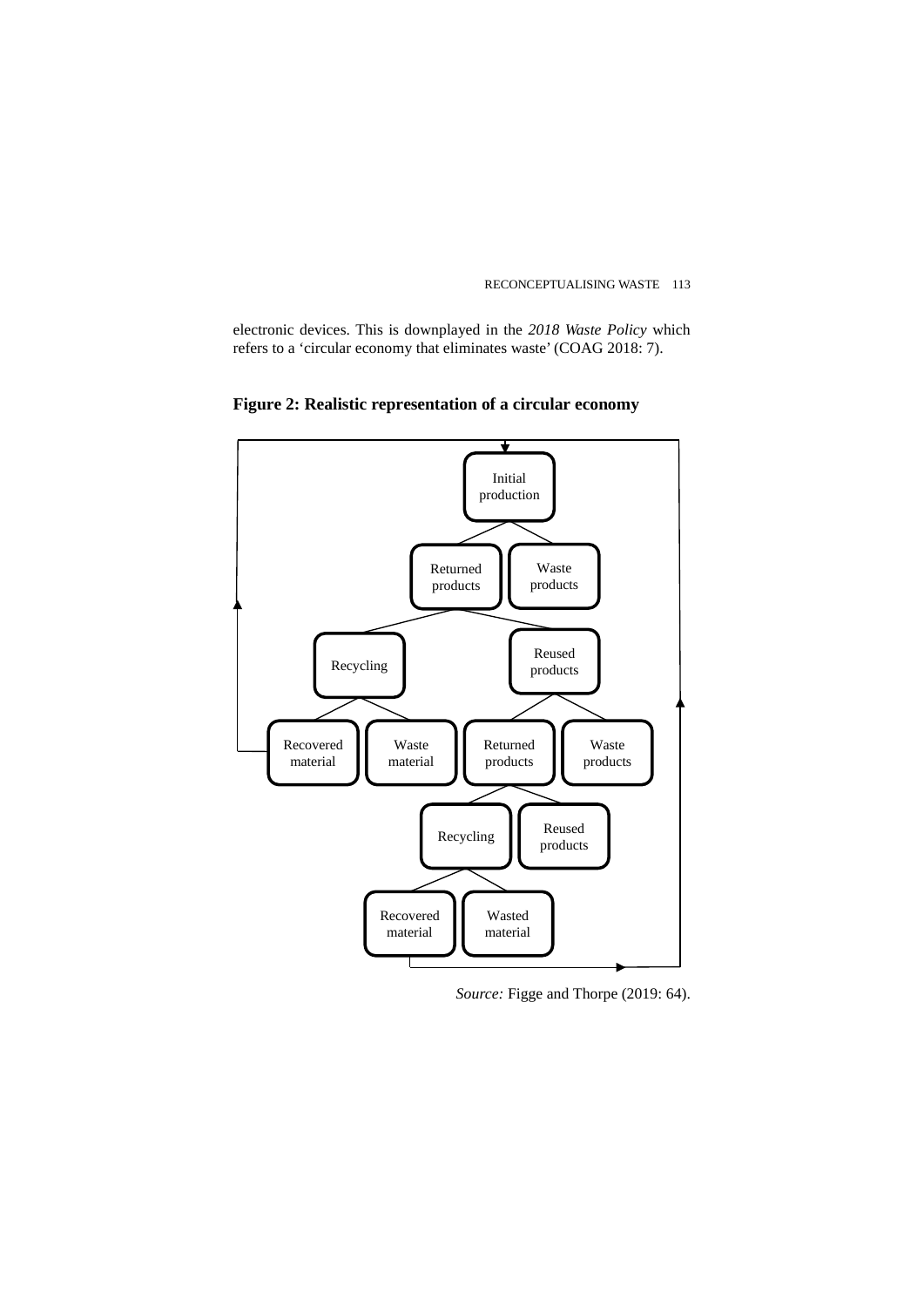electronic devices. This is downplayed in the *2018 Waste Policy* which refers to a 'circular economy that eliminates waste' (COAG 2018: 7).

**Figure 2: Realistic representation of a circular economy**

Initial production

Returned products

Waste products

Recycling

Reused products

Recovered material

Waste material

Returned products

Waste products

Recycling

Reused products

Recovered material

Wasted material

*Source:* Figge and Thorpe (2019: 64).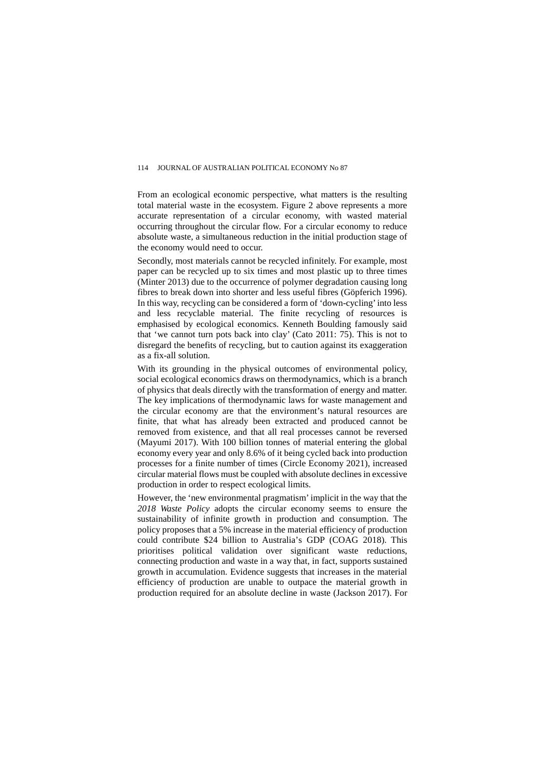From an ecological economic perspective, what matters is the resulting total material waste in the ecosystem. Figure 2 above represents a more accurate representation of a circular economy, with wasted material occurring throughout the circular flow. For a circular economy to reduce absolute waste, a simultaneous reduction in the initial production stage of the economy would need to occur.

Secondly, most materials cannot be recycled infinitely. For example, most paper can be recycled up to six times and most plastic up to three times (Minter 2013) due to the occurrence of polymer degradation causing long fibres to break down into shorter and less useful fibres (Göpferich 1996). In this way, recycling can be considered a form of 'down-cycling' into less and less recyclable material. The finite recycling of resources is emphasised by ecological economics. Kenneth Boulding famously said that 'we cannot turn pots back into clay' (Cato 2011: 75). This is not to disregard the benefits of recycling, but to caution against its exaggeration as a fix-all solution.

With its grounding in the physical outcomes of environmental policy, social ecological economics draws on thermodynamics, which is a branch of physics that deals directly with the transformation of energy and matter. The key implications of thermodynamic laws for waste management and the circular economy are that the environment's natural resources are finite, that what has already been extracted and produced cannot be removed from existence, and that all real processes cannot be reversed (Mayumi 2017). With 100 billion tonnes of material entering the global economy every year and only 8.6% of it being cycled back into production processes for a finite number of times (Circle Economy 2021), increased circular material flows must be coupled with absolute declines in excessive production in order to respect ecological limits.

However, the 'new environmental pragmatism' implicit in the way that the *2018 Waste Policy* adopts the circular economy seems to ensure the sustainability of infinite growth in production and consumption. The policy proposes that a 5% increase in the material efficiency of production could contribute \$24 billion to Australia's GDP (COAG 2018). This prioritises political validation over significant waste reductions, connecting production and waste in a way that, in fact, supports sustained growth in accumulation. Evidence suggests that increases in the material efficiency of production are unable to outpace the material growth in production required for an absolute decline in waste (Jackson 2017). For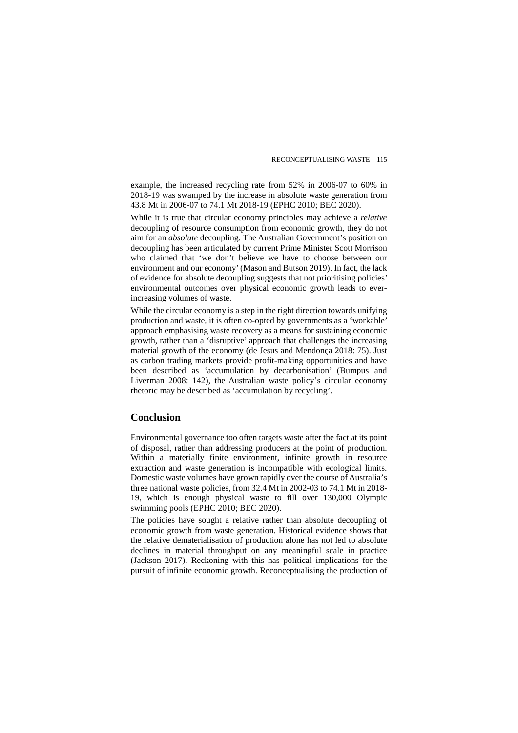example, the increased recycling rate from 52% in 2006-07 to 60% in 2018-19 was swamped by the increase in absolute waste generation from 43.8 Mt in 2006-07 to 74.1 Mt 2018-19 (EPHC 2010; BEC 2020).

While it is true that circular economy principles may achieve a *relative* decoupling of resource consumption from economic growth, they do not aim for an *absolute* decoupling. The Australian Government's position on decoupling has been articulated by current Prime Minister Scott Morrison who claimed that 'we don't believe we have to choose between our environment and our economy' (Mason and Butson 2019). In fact, the lack of evidence for absolute decoupling suggests that not prioritising policies' environmental outcomes over physical economic growth leads to ever-increasing volumes of waste.

While the circular economy is a step in the right direction towards unifying production and waste, it is often co-opted by governments as a 'workable' approach emphasising waste recovery as a means for sustaining economic growth, rather than a 'disruptive' approach that challenges the increasing material growth of the economy (de Jesus and Mendonça 2018: 75). Just as carbon trading markets provide profit-making opportunities and have been described as 'accumulation by decarbonisation' (Bumpus and Liverman 2008: 142), the Australian waste policy's circular economy rhetoric may be described as 'accumulation by recycling'.

## Conclusion

Environmental governance too often targets waste after the fact at its point of disposal, rather than addressing producers at the point of production. Within a materially finite environment, infinite growth in resource extraction and waste generation is incompatible with ecological limits. Domestic waste volumes have grown rapidly over the course of Australia's three national waste policies, from 32.4 Mt in 2002-03 to 74.1 Mt in 2018-19, which is enough physical waste to fill over 130,000 Olympic swimming pools (EPHC 2010; BEC 2020).

The policies have sought a relative rather than absolute decoupling of economic growth from waste generation. Historical evidence shows that the relative dematerialisation of production alone has not led to absolute declines in material throughput on any meaningful scale in practice (Jackson 2017). Reckoning with this has political implications for the pursuit of infinite economic growth. Reconceptualising the production of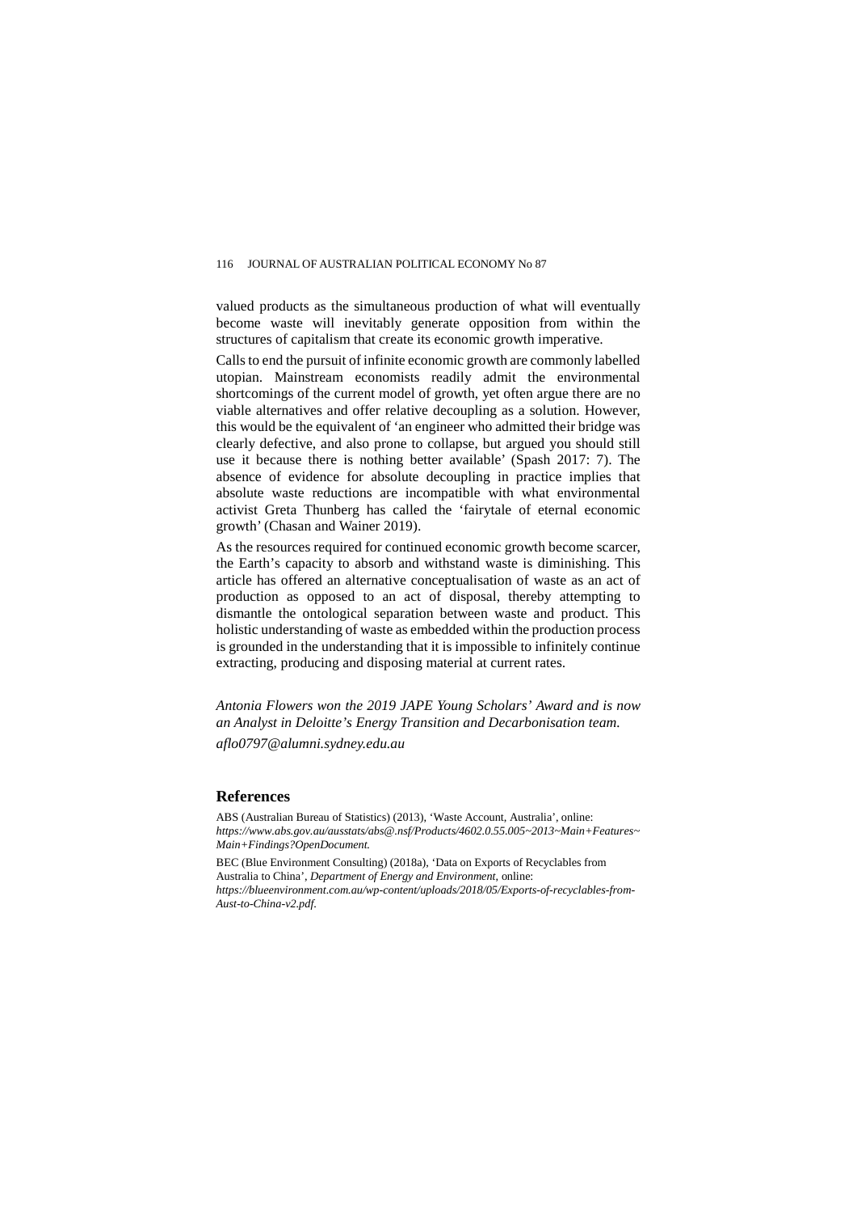valued products as the simultaneous production of what will eventually become waste will inevitably generate opposition from within the structures of capitalism that create its economic growth imperative.

Calls to end the pursuit of infinite economic growth are commonly labelled utopian. Mainstream economists readily admit the environmental shortcomings of the current model of growth, yet often argue there are no viable alternatives and offer relative decoupling as a solution. However, this would be the equivalent of 'an engineer who admitted their bridge was clearly defective, and also prone to collapse, but argued you should still use it because there is nothing better available' (Spash 2017: 7). The absence of evidence for absolute decoupling in practice implies that absolute waste reductions are incompatible with what environmental activist Greta Thunberg has called the 'fairytale of eternal economic growth' (Chasan and Wainer 2019).

As the resources required for continued economic growth become scarcer, the Earth's capacity to absorb and withstand waste is diminishing. This article has offered an alternative conceptualisation of waste as an act of production as opposed to an act of disposal, thereby attempting to dismantle the ontological separation between waste and product. This holistic understanding of waste as embedded within the production process is grounded in the understanding that it is impossible to infinitely continue extracting, producing and disposing material at current rates.

*Antonia Flowers won the 2019 JAPE Young Scholars' Award and is now an Analyst in Deloitte's Energy Transition and Decarbonisation team.*

*aflo0797@alumni.sydney.edu.au*

## References

ABS (Australian Bureau of Statistics) (2013), 'Waste Account, Australia', online: *https://www.abs.gov.au/ausstats/abs@.nsf/Products/4602.0.55.005~2013~Main+Features~Main+Findings?OpenDocument.*

BEC (Blue Environment Consulting) (2018a), 'Data on Exports of Recyclables from Australia to China', *Department of Energy and Environment*, online: *https://blueenvironment.com.au/wp-content/uploads/2018/05/Exports-of-recyclables-from-Aust-to-China-v2.pdf.*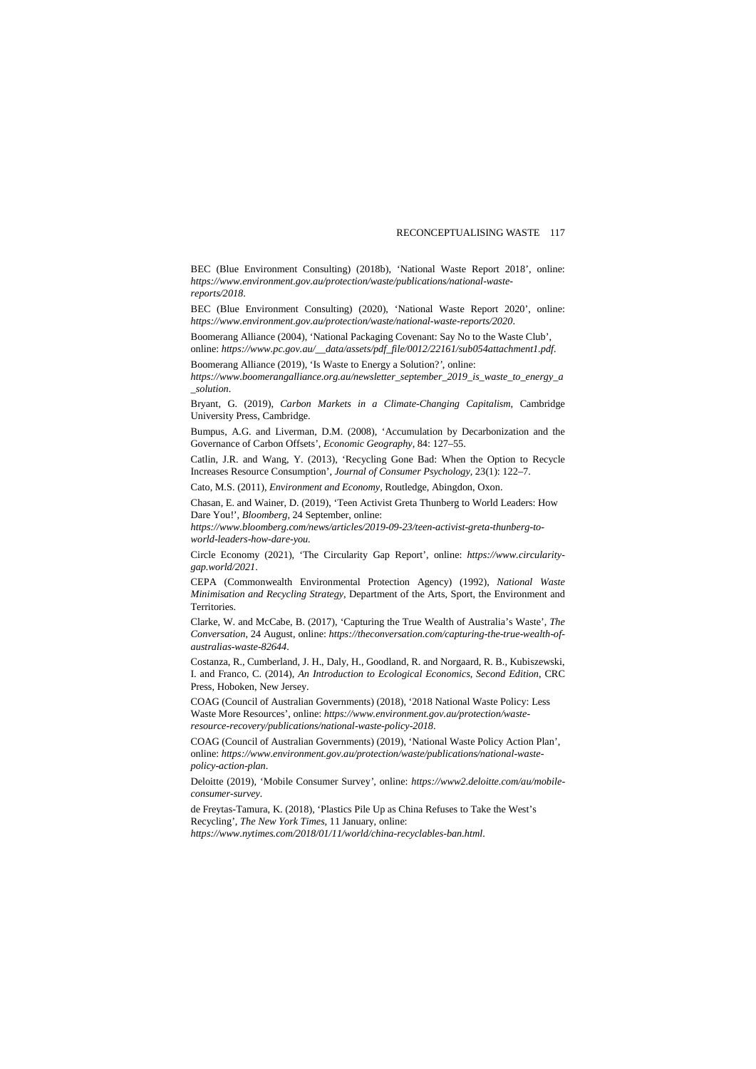BEC (Blue Environment Consulting) (2018b), 'National Waste Report 2018', online: *https://www.environment.gov.au/protection/waste/publications/national-waste-reports/2018*.

BEC (Blue Environment Consulting) (2020), 'National Waste Report 2020', online: *https://www.environment.gov.au/protection/waste/national-waste-reports/2020*.

Boomerang Alliance (2004), 'National Packaging Covenant: Say No to the Waste Club', online: *https://www.pc.gov.au/__data/assets/pdf_file/0012/22161/sub054attachment1.pdf*.

Boomerang Alliance (2019), 'Is Waste to Energy a Solution?', online: *https://www.boomerangalliance.org.au/newsletter_september_2019_is_waste_to_energy_a_solution*.

Bryant, G. (2019), *Carbon Markets in a Climate-Changing Capitalism*, Cambridge University Press, Cambridge.

Bumpus, A.G. and Liverman, D.M. (2008), 'Accumulation by Decarbonization and the Governance of Carbon Offsets', *Economic Geography*, 84: 127–55.

Catlin, J.R. and Wang, Y. (2013), 'Recycling Gone Bad: When the Option to Recycle Increases Resource Consumption', *Journal of Consumer Psychology*, 23(1): 122–7.

Cato, M.S. (2011), *Environment and Economy*, Routledge, Abingdon, Oxon.

Chasan, E. and Wainer, D. (2019), 'Teen Activist Greta Thunberg to World Leaders: How Dare You!', *Bloomberg*, 24 September, online: *https://www.bloomberg.com/news/articles/2019-09-23/teen-activist-greta-thunberg-to-world-leaders-how-dare-you*.

Circle Economy (2021), 'The Circularity Gap Report', online: *https://www.circularity-gap.world/2021*.

CEPA (Commonwealth Environmental Protection Agency) (1992), *National Waste Minimisation and Recycling Strategy*, Department of the Arts, Sport, the Environment and Territories.

Clarke, W. and McCabe, B. (2017), 'Capturing the True Wealth of Australia's Waste', *The Conversation*, 24 August, online: *https://theconversation.com/capturing-the-true-wealth-of-australias-waste-82644*.

Costanza, R., Cumberland, J. H., Daly, H., Goodland, R. and Norgaard, R. B., Kubiszewski, I. and Franco, C. (2014), *An Introduction to Ecological Economics, Second Edition*, CRC Press, Hoboken, New Jersey.

COAG (Council of Australian Governments) (2018), '2018 National Waste Policy: Less Waste More Resources', online: *https://www.environment.gov.au/protection/waste-resource-recovery/publications/national-waste-policy-2018*.

COAG (Council of Australian Governments) (2019), 'National Waste Policy Action Plan', online: *https://www.environment.gov.au/protection/waste/publications/national-waste-policy-action-plan*.

Deloitte (2019), 'Mobile Consumer Survey', online: *https://www2.deloitte.com/au/mobile-consumer-survey*.

de Freytas-Tamura, K. (2018), 'Plastics Pile Up as China Refuses to Take the West's Recycling', *The New York Times*, 11 January, online: *https://www.nytimes.com/2018/01/11/world/china-recyclables-ban.html*.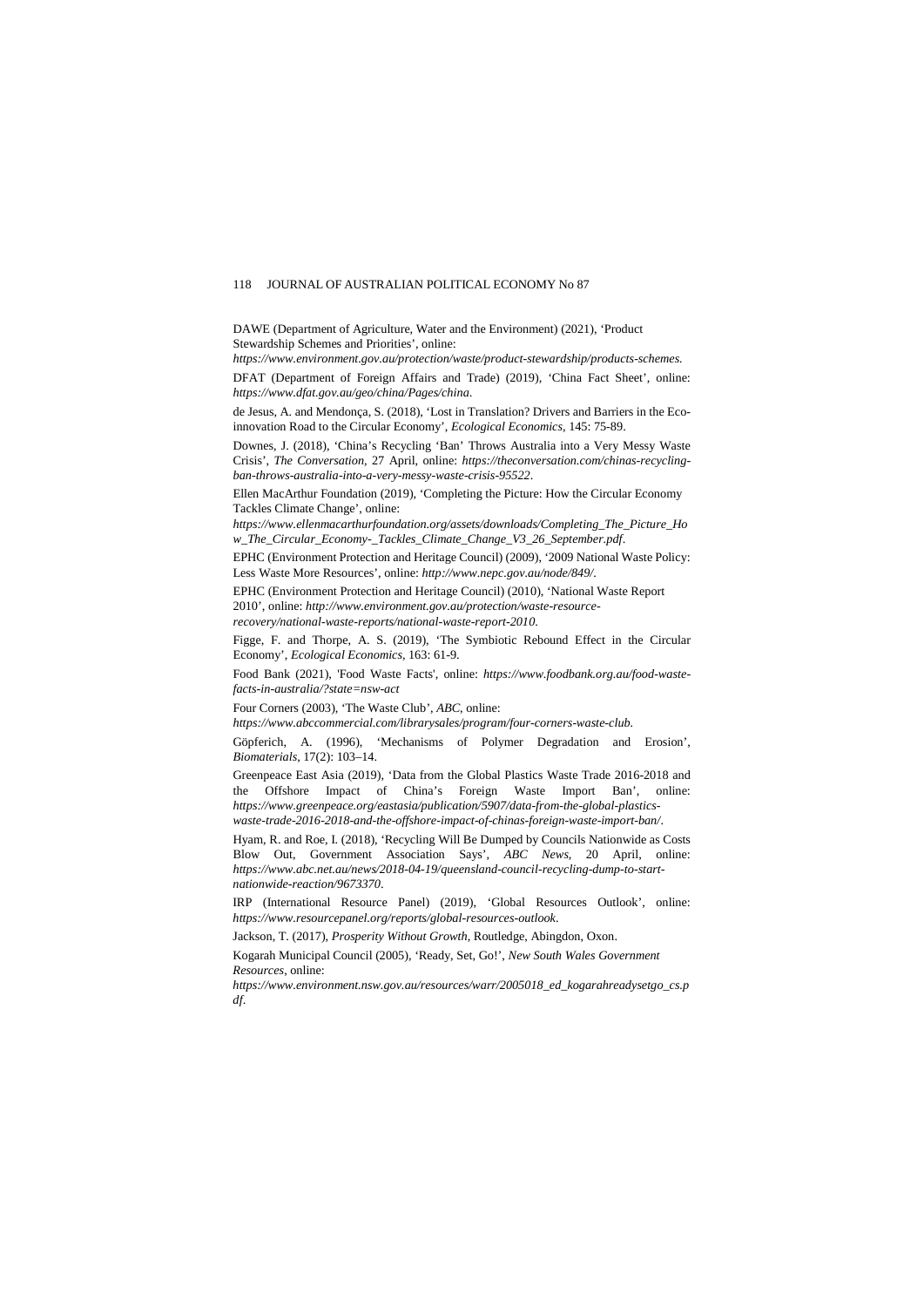DAWE (Department of Agriculture, Water and the Environment) (2021), 'Product Stewardship Schemes and Priorities', online: *https://www.environment.gov.au/protection/waste/product-stewardship/products-schemes.*

DFAT (Department of Foreign Affairs and Trade) (2019), 'China Fact Sheet', online: *https://www.dfat.gov.au/geo/china/Pages/china.*

de Jesus, A. and Mendonça, S. (2018), 'Lost in Translation? Drivers and Barriers in the Eco-innovation Road to the Circular Economy', *Ecological Economics*, 145: 75-89.

Downes, J. (2018), 'China's Recycling 'Ban' Throws Australia into a Very Messy Waste Crisis', *The Conversation*, 27 April, online: *https://theconversation.com/chinas-recycling-ban-throws-australia-into-a-very-messy-waste-crisis-95522*.

Ellen MacArthur Foundation (2019), 'Completing the Picture: How the Circular Economy Tackles Climate Change', online: *https://www.ellenmacarthurfoundation.org/assets/downloads/Completing_The_Picture_How_The_Circular_Economy-_Tackles_Climate_Change_V3_26_September.pdf*.

EPHC (Environment Protection and Heritage Council) (2009), '2009 National Waste Policy: Less Waste More Resources', online: *http://www.nepc.gov.au/node/849/*.

EPHC (Environment Protection and Heritage Council) (2010), 'National Waste Report 2010', online: *http://www.environment.gov.au/protection/waste-resource-recovery/national-waste-reports/national-waste-report-2010*.

Figge, F. and Thorpe, A. S. (2019), 'The Symbiotic Rebound Effect in the Circular Economy', *Ecological Economics*, 163: 61-9.

Food Bank (2021), 'Food Waste Facts', online: *https://www.foodbank.org.au/food-waste-facts-in-australia/?state=nsw-act*

Four Corners (2003), 'The Waste Club', *ABC*, online: *https://www.abccommercial.com/librarysales/program/four-corners-waste-club.*

Göpferich, A. (1996), 'Mechanisms of Polymer Degradation and Erosion', *Biomaterials*, 17(2): 103–14.

Greenpeace East Asia (2019), 'Data from the Global Plastics Waste Trade 2016-2018 and the Offshore Impact of China's Foreign Waste Import Ban', online: *https://www.greenpeace.org/eastasia/publication/5907/data-from-the-global-plastics-waste-trade-2016-2018-and-the-offshore-impact-of-chinas-foreign-waste-import-ban/*.

Hyam, R. and Roe, I. (2018), 'Recycling Will Be Dumped by Councils Nationwide as Costs Blow Out, Government Association Says', *ABC News*, 20 April, online: *https://www.abc.net.au/news/2018-04-19/queensland-council-recycling-dump-to-start-nationwide-reaction/9673370*.

IRP (International Resource Panel) (2019), 'Global Resources Outlook', online: *https://www.resourcepanel.org/reports/global-resources-outlook*.

Jackson, T. (2017), *Prosperity Without Growth*, Routledge, Abingdon, Oxon.

Kogarah Municipal Council (2005), 'Ready, Set, Go!', *New South Wales Government Resources*, online: *https://www.environment.nsw.gov.au/resources/warr/2005018_ed_kogarahreadysetgo_cs.pdf*.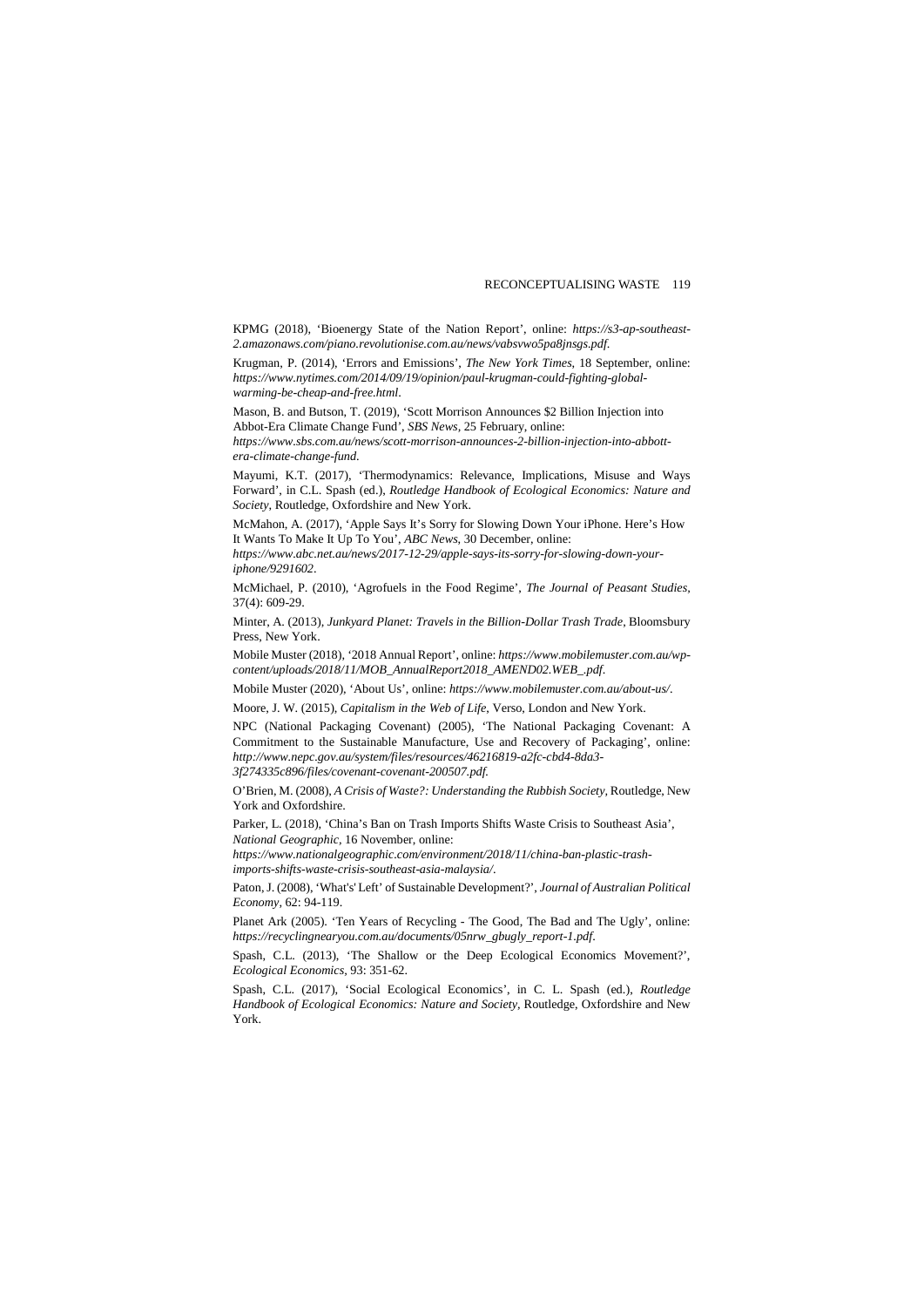KPMG (2018), 'Bioenergy State of the Nation Report', online: *https://s3-ap-southeast-2.amazonaws.com/piano.revolutionise.com.au/news/vabsvwo5pa8jnsgs.pdf*.

Krugman, P. (2014), 'Errors and Emissions', *The New York Times*, 18 September, online: *https://www.nytimes.com/2014/09/19/opinion/paul-krugman-could-fighting-global-warming-be-cheap-and-free.html*.

Mason, B. and Butson, T. (2019), 'Scott Morrison Announces $2 Billion Injection into Abbot-Era Climate Change Fund', *SBS News*, 25 February, online: *https://www.sbs.com.au/news/scott-morrison-announces-2-billion-injection-into-abbott-era-climate-change-fund*.

Mayumi, K.T. (2017), 'Thermodynamics: Relevance, Implications, Misuse and Ways Forward', in C.L. Spash (ed.), *Routledge Handbook of Ecological Economics: Nature and Society*, Routledge, Oxfordshire and New York.

McMahon, A. (2017), 'Apple Says It's Sorry for Slowing Down Your iPhone. Here's How It Wants To Make It Up To You', *ABC News*, 30 December, online: *https://www.abc.net.au/news/2017-12-29/apple-says-its-sorry-for-slowing-down-your-iphone/9291602*.

McMichael, P. (2010), 'Agrofuels in the Food Regime', *The Journal of Peasant Studies*, 37(4): 609-29.

Minter, A. (2013), *Junkyard Planet: Travels in the Billion-Dollar Trash Trade*, Bloomsbury Press, New York.

Mobile Muster (2018), '2018 Annual Report', online: *https://www.mobilemuster.com.au/wp-content/uploads/2018/11/MOB_AnnualReport2018_AMEND02.WEB_.pdf*.

Mobile Muster (2020), 'About Us', online: *https://www.mobilemuster.com.au/about-us/*.

Moore, J. W. (2015), *Capitalism in the Web of Life*, Verso, London and New York.

NPC (National Packaging Covenant) (2005), 'The National Packaging Covenant: A Commitment to the Sustainable Manufacture, Use and Recovery of Packaging', online: *http://www.nepc.gov.au/system/files/resources/46216819-a2fc-cbd4-8da3-3f274335c896/files/covenant-covenant-200507.pdf*.

O'Brien, M. (2008), *A Crisis of Waste?: Understanding the Rubbish Society*, Routledge, New York and Oxfordshire.

Parker, L. (2018), 'China's Ban on Trash Imports Shifts Waste Crisis to Southeast Asia', *National Geographic*, 16 November, online: *https://www.nationalgeographic.com/environment/2018/11/china-ban-plastic-trash-imports-shifts-waste-crisis-southeast-asia-malaysia/*.

Paton, J. (2008), 'What's' Left' of Sustainable Development?', *Journal of Australian Political Economy*, 62: 94-119.

Planet Ark (2005). 'Ten Years of Recycling - The Good, The Bad and The Ugly', online: *https://recyclingnearyou.com.au/documents/05nrw_gbugly_report-1.pdf*.

Spash, C.L. (2013), 'The Shallow or the Deep Ecological Economics Movement?', *Ecological Economics*, 93: 351-62.

Spash, C.L. (2017), 'Social Ecological Economics', in C. L. Spash (ed.), *Routledge Handbook of Ecological Economics: Nature and Society*, Routledge, Oxfordshire and New York.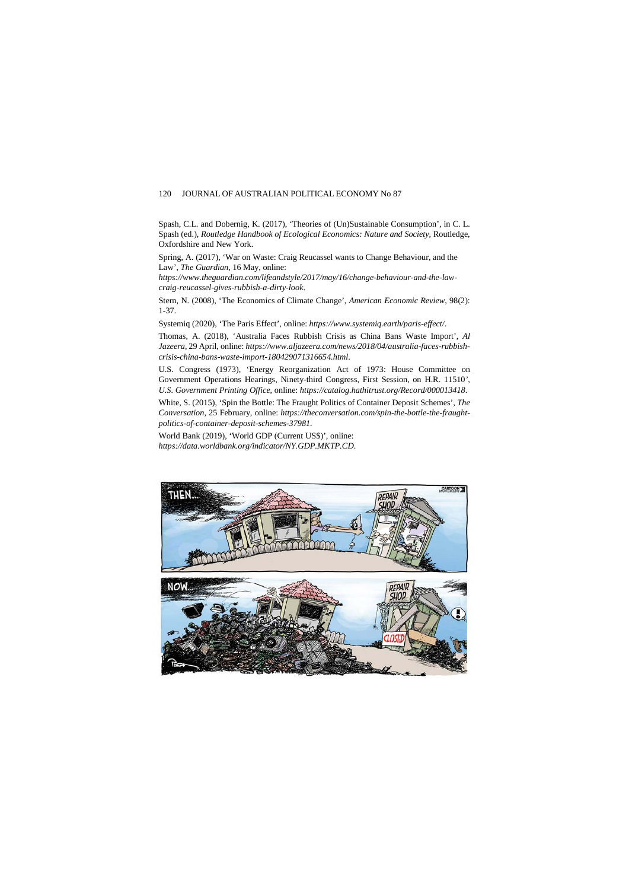Spash, C.L. and Dobernig, K. (2017), 'Theories of (Un)Sustainable Consumption', in C. L. Spash (ed.), *Routledge Handbook of Ecological Economics: Nature and Society*, Routledge, Oxfordshire and New York.

Spring, A. (2017), 'War on Waste: Craig Reucassel wants to Change Behaviour, and the Law', *The Guardian*, 16 May, online: *https://www.theguardian.com/lifeandstyle/2017/may/16/change-behaviour-and-the-law-craig-reucassel-gives-rubbish-a-dirty-look*.

Stern, N. (2008), 'The Economics of Climate Change', *American Economic Review*, 98(2): 1-37.

Systemiq (2020), 'The Paris Effect', online: *https://www.systemiq.earth/paris-effect/*.

Thomas, A. (2018), 'Australia Faces Rubbish Crisis as China Bans Waste Import', *Al Jazeera*, 29 April, online: *https://www.aljazeera.com/news/2018/04/australia-faces-rubbish-crisis-china-bans-waste-import-180429071316654.html*.

U.S. Congress (1973), 'Energy Reorganization Act of 1973: House Committee on Government Operations Hearings, Ninety-third Congress, First Session, on H.R. 11510', *U.S. Government Printing Office*, online: *https://catalog.hathitrust.org/Record/000013418*.

White, S. (2015), 'Spin the Bottle: The Fraught Politics of Container Deposit Schemes', *The Conversation*, 25 February, online: *https://theconversation.com/spin-the-bottle-the-fraught-politics-of-container-deposit-schemes-37981*.

World Bank (2019), 'World GDP (Current US$)', online: *https://data.worldbank.org/indicator/NY.GDP.MKTP.CD*.